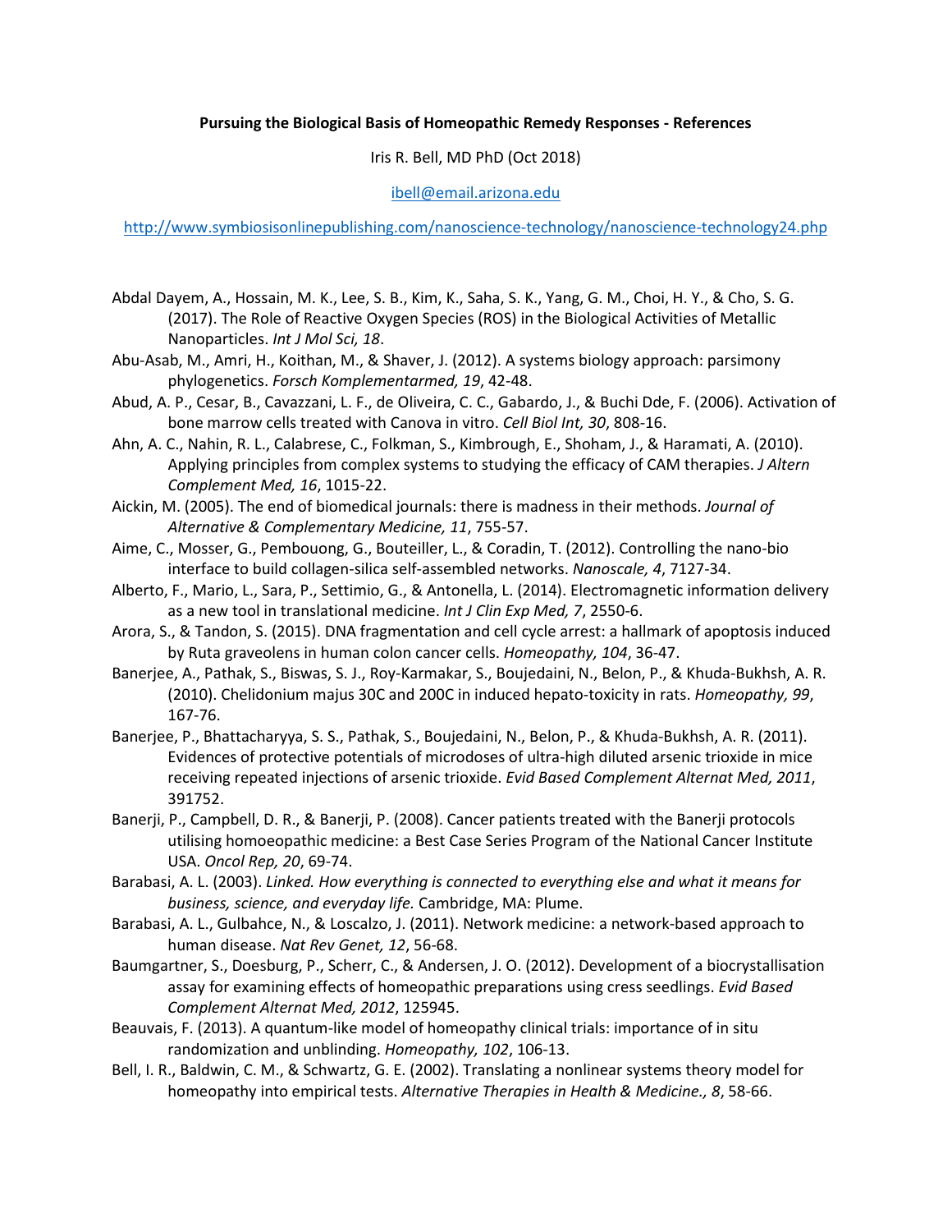**Pursuing the Biological Basis of Homeopathic Remedy Responses - References**

Iris R. Bell, MD PhD (Oct 2018)

ibell@email.arizona.edu

http://www.symbiosisonlinepublishing.com/nanoscience-technology/nanoscience-technology24.php

Abdal Dayem, A., Hossain, M. K., Lee, S. B., Kim, K., Saha, S. K., Yang, G. M., Choi, H. Y., & Cho, S. G. (2017). The Role of Reactive Oxygen Species (ROS) in the Biological Activities of Metallic Nanoparticles. *Int J Mol Sci, 18*.

Abu-Asab, M., Amri, H., Koithan, M., & Shaver, J. (2012). A systems biology approach: parsimony phylogenetics. *Forsch Komplementarmed, 19*, 42-48.

Abud, A. P., Cesar, B., Cavazzani, L. F., de Oliveira, C. C., Gabardo, J., & Buchi Dde, F. (2006). Activation of bone marrow cells treated with Canova in vitro. *Cell Biol Int, 30*, 808-16.

Ahn, A. C., Nahin, R. L., Calabrese, C., Folkman, S., Kimbrough, E., Shoham, J., & Haramati, A. (2010). Applying principles from complex systems to studying the efficacy of CAM therapies. *J Altern Complement Med, 16*, 1015-22.

Aickin, M. (2005). The end of biomedical journals: there is madness in their methods. *Journal of Alternative & Complementary Medicine, 11*, 755-57.

Aime, C., Mosser, G., Pembouong, G., Bouteiller, L., & Coradin, T. (2012). Controlling the nano-bio interface to build collagen-silica self-assembled networks. *Nanoscale, 4*, 7127-34.

Alberto, F., Mario, L., Sara, P., Settimio, G., & Antonella, L. (2014). Electromagnetic information delivery as a new tool in translational medicine. *Int J Clin Exp Med, 7*, 2550-6.

Arora, S., & Tandon, S. (2015). DNA fragmentation and cell cycle arrest: a hallmark of apoptosis induced by Ruta graveolens in human colon cancer cells. *Homeopathy, 104*, 36-47.

Banerjee, A., Pathak, S., Biswas, S. J., Roy-Karmakar, S., Boujedaini, N., Belon, P., & Khuda-Bukhsh, A. R. (2010). Chelidonium majus 30C and 200C in induced hepato-toxicity in rats. *Homeopathy, 99*, 167-76.

Banerjee, P., Bhattacharyya, S. S., Pathak, S., Boujedaini, N., Belon, P., & Khuda-Bukhsh, A. R. (2011). Evidences of protective potentials of microdoses of ultra-high diluted arsenic trioxide in mice receiving repeated injections of arsenic trioxide. *Evid Based Complement Alternat Med, 2011*, 391752.

Banerji, P., Campbell, D. R., & Banerji, P. (2008). Cancer patients treated with the Banerji protocols utilising homoeopathic medicine: a Best Case Series Program of the National Cancer Institute USA. *Oncol Rep, 20*, 69-74.

Barabasi, A. L. (2003). *Linked. How everything is connected to everything else and what it means for business, science, and everyday life.* Cambridge, MA: Plume.

Barabasi, A. L., Gulbahce, N., & Loscalzo, J. (2011). Network medicine: a network-based approach to human disease. *Nat Rev Genet, 12*, 56-68.

Baumgartner, S., Doesburg, P., Scherr, C., & Andersen, J. O. (2012). Development of a biocrystallisation assay for examining effects of homeopathic preparations using cress seedlings. *Evid Based Complement Alternat Med, 2012*, 125945.

Beauvais, F. (2013). A quantum-like model of homeopathy clinical trials: importance of in situ randomization and unblinding. *Homeopathy, 102*, 106-13.

Bell, I. R., Baldwin, C. M., & Schwartz, G. E. (2002). Translating a nonlinear systems theory model for homeopathy into empirical tests. *Alternative Therapies in Health & Medicine., 8*, 58-66.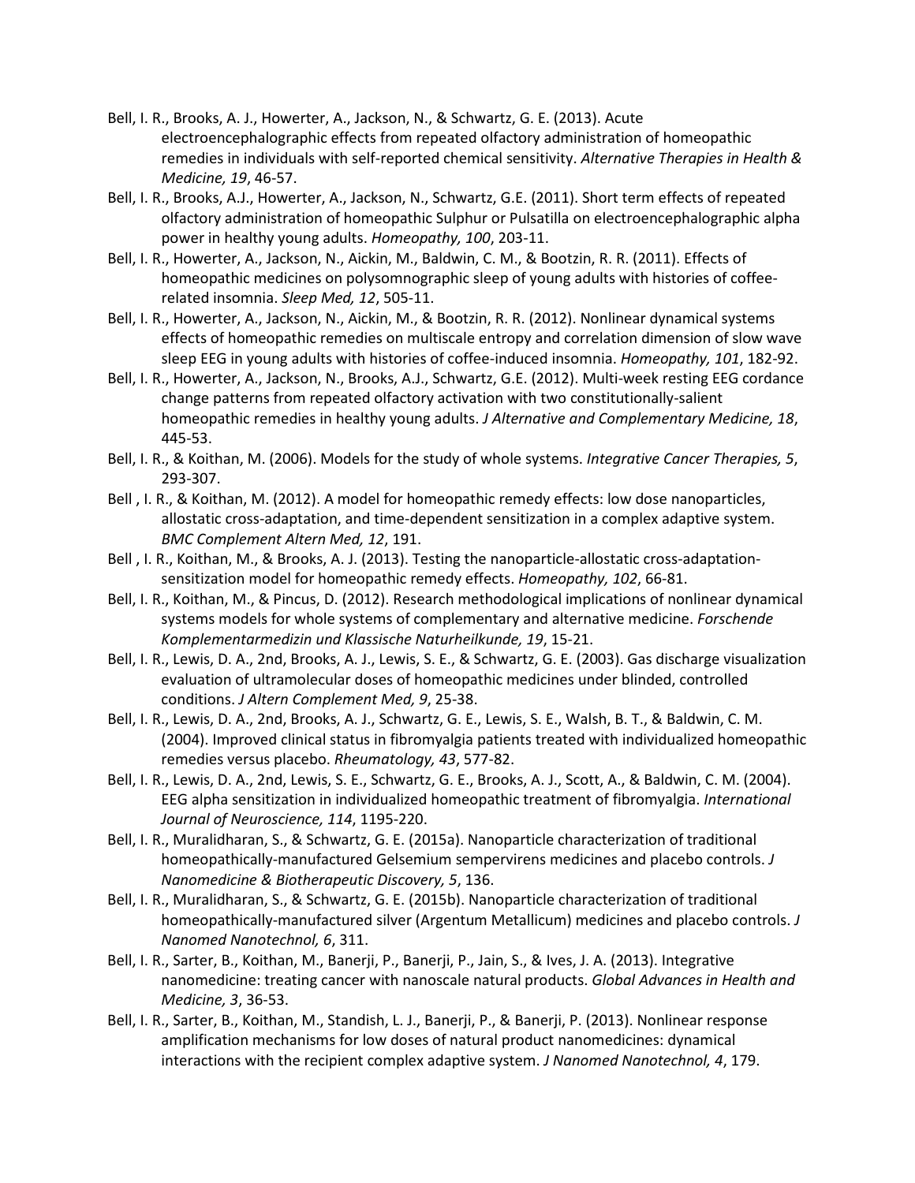Bell, I. R., Brooks, A. J., Howerter, A., Jackson, N., & Schwartz, G. E. (2013). Acute electroencephalographic effects from repeated olfactory administration of homeopathic remedies in individuals with self-reported chemical sensitivity. *Alternative Therapies in Health & Medicine, 19*, 46-57.

Bell, I. R., Brooks, A.J., Howerter, A., Jackson, N., Schwartz, G.E. (2011). Short term effects of repeated olfactory administration of homeopathic Sulphur or Pulsatilla on electroencephalographic alpha power in healthy young adults. *Homeopathy, 100*, 203-11.

Bell, I. R., Howerter, A., Jackson, N., Aickin, M., Baldwin, C. M., & Bootzin, R. R. (2011). Effects of homeopathic medicines on polysomnographic sleep of young adults with histories of coffee-related insomnia. *Sleep Med, 12*, 505-11.

Bell, I. R., Howerter, A., Jackson, N., Aickin, M., & Bootzin, R. R. (2012). Nonlinear dynamical systems effects of homeopathic remedies on multiscale entropy and correlation dimension of slow wave sleep EEG in young adults with histories of coffee-induced insomnia. *Homeopathy, 101*, 182-92.

Bell, I. R., Howerter, A., Jackson, N., Brooks, A.J., Schwartz, G.E. (2012). Multi-week resting EEG cordance change patterns from repeated olfactory activation with two constitutionally-salient homeopathic remedies in healthy young adults. *J Alternative and Complementary Medicine, 18*, 445-53.

Bell, I. R., & Koithan, M. (2006). Models for the study of whole systems. *Integrative Cancer Therapies, 5*, 293-307.

Bell , I. R., & Koithan, M. (2012). A model for homeopathic remedy effects: low dose nanoparticles, allostatic cross-adaptation, and time-dependent sensitization in a complex adaptive system. *BMC Complement Altern Med, 12*, 191.

Bell , I. R., Koithan, M., & Brooks, A. J. (2013). Testing the nanoparticle-allostatic cross-adaptation-sensitization model for homeopathic remedy effects. *Homeopathy, 102*, 66-81.

Bell, I. R., Koithan, M., & Pincus, D. (2012). Research methodological implications of nonlinear dynamical systems models for whole systems of complementary and alternative medicine. *Forschende Komplementarmedizin und Klassische Naturheilkunde, 19*, 15-21.

Bell, I. R., Lewis, D. A., 2nd, Brooks, A. J., Lewis, S. E., & Schwartz, G. E. (2003). Gas discharge visualization evaluation of ultramolecular doses of homeopathic medicines under blinded, controlled conditions. *J Altern Complement Med, 9*, 25-38.

Bell, I. R., Lewis, D. A., 2nd, Brooks, A. J., Schwartz, G. E., Lewis, S. E., Walsh, B. T., & Baldwin, C. M. (2004). Improved clinical status in fibromyalgia patients treated with individualized homeopathic remedies versus placebo. *Rheumatology, 43*, 577-82.

Bell, I. R., Lewis, D. A., 2nd, Lewis, S. E., Schwartz, G. E., Brooks, A. J., Scott, A., & Baldwin, C. M. (2004). EEG alpha sensitization in individualized homeopathic treatment of fibromyalgia. *International Journal of Neuroscience, 114*, 1195-220.

Bell, I. R., Muralidharan, S., & Schwartz, G. E. (2015a). Nanoparticle characterization of traditional homeopathically-manufactured Gelsemium sempervirens medicines and placebo controls. *J Nanomedicine & Biotherapeutic Discovery, 5*, 136.

Bell, I. R., Muralidharan, S., & Schwartz, G. E. (2015b). Nanoparticle characterization of traditional homeopathically-manufactured silver (Argentum Metallicum) medicines and placebo controls. *J Nanomed Nanotechnol, 6*, 311.

Bell, I. R., Sarter, B., Koithan, M., Banerji, P., Banerji, P., Jain, S., & Ives, J. A. (2013). Integrative nanomedicine: treating cancer with nanoscale natural products. *Global Advances in Health and Medicine, 3*, 36-53.

Bell, I. R., Sarter, B., Koithan, M., Standish, L. J., Banerji, P., & Banerji, P. (2013). Nonlinear response amplification mechanisms for low doses of natural product nanomedicines: dynamical interactions with the recipient complex adaptive system. *J Nanomed Nanotechnol, 4*, 179.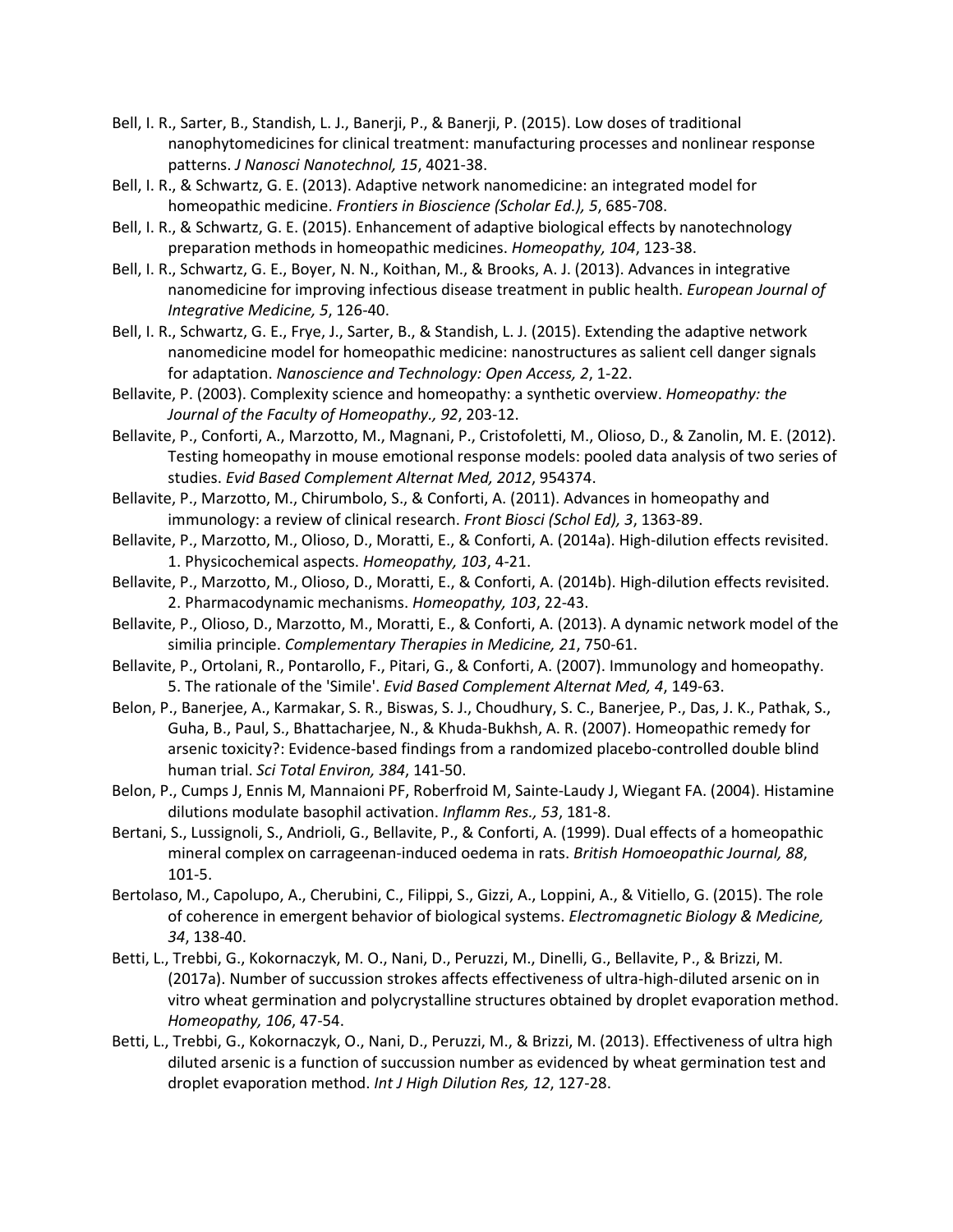Bell, I. R., Sarter, B., Standish, L. J., Banerji, P., & Banerji, P. (2015). Low doses of traditional nanophytomedicines for clinical treatment: manufacturing processes and nonlinear response patterns. *J Nanosci Nanotechnol, 15*, 4021-38.

Bell, I. R., & Schwartz, G. E. (2013). Adaptive network nanomedicine: an integrated model for homeopathic medicine. *Frontiers in Bioscience (Scholar Ed.), 5*, 685-708.

Bell, I. R., & Schwartz, G. E. (2015). Enhancement of adaptive biological effects by nanotechnology preparation methods in homeopathic medicines. *Homeopathy, 104*, 123-38.

Bell, I. R., Schwartz, G. E., Boyer, N. N., Koithan, M., & Brooks, A. J. (2013). Advances in integrative nanomedicine for improving infectious disease treatment in public health. *European Journal of Integrative Medicine, 5*, 126-40.

Bell, I. R., Schwartz, G. E., Frye, J., Sarter, B., & Standish, L. J. (2015). Extending the adaptive network nanomedicine model for homeopathic medicine: nanostructures as salient cell danger signals for adaptation. *Nanoscience and Technology: Open Access, 2*, 1-22.

Bellavite, P. (2003). Complexity science and homeopathy: a synthetic overview. *Homeopathy: the Journal of the Faculty of Homeopathy., 92*, 203-12.

Bellavite, P., Conforti, A., Marzotto, M., Magnani, P., Cristofoletti, M., Olioso, D., & Zanolin, M. E. (2012). Testing homeopathy in mouse emotional response models: pooled data analysis of two series of studies. *Evid Based Complement Alternat Med, 2012*, 954374.

Bellavite, P., Marzotto, M., Chirumbolo, S., & Conforti, A. (2011). Advances in homeopathy and immunology: a review of clinical research. *Front Biosci (Schol Ed), 3*, 1363-89.

Bellavite, P., Marzotto, M., Olioso, D., Moratti, E., & Conforti, A. (2014a). High-dilution effects revisited. 1. Physicochemical aspects. *Homeopathy, 103*, 4-21.

Bellavite, P., Marzotto, M., Olioso, D., Moratti, E., & Conforti, A. (2014b). High-dilution effects revisited. 2. Pharmacodynamic mechanisms. *Homeopathy, 103*, 22-43.

Bellavite, P., Olioso, D., Marzotto, M., Moratti, E., & Conforti, A. (2013). A dynamic network model of the similia principle. *Complementary Therapies in Medicine, 21*, 750-61.

Bellavite, P., Ortolani, R., Pontarollo, F., Pitari, G., & Conforti, A. (2007). Immunology and homeopathy. 5. The rationale of the 'Simile'. *Evid Based Complement Alternat Med, 4*, 149-63.

Belon, P., Banerjee, A., Karmakar, S. R., Biswas, S. J., Choudhury, S. C., Banerjee, P., Das, J. K., Pathak, S., Guha, B., Paul, S., Bhattacharjee, N., & Khuda-Bukhsh, A. R. (2007). Homeopathic remedy for arsenic toxicity?: Evidence-based findings from a randomized placebo-controlled double blind human trial. *Sci Total Environ, 384*, 141-50.

Belon, P., Cumps J, Ennis M, Mannaioni PF, Roberfroid M, Sainte-Laudy J, Wiegant FA. (2004). Histamine dilutions modulate basophil activation. *Inflamm Res., 53*, 181-8.

Bertani, S., Lussignoli, S., Andrioli, G., Bellavite, P., & Conforti, A. (1999). Dual effects of a homeopathic mineral complex on carrageenan-induced oedema in rats. *British Homoeopathic Journal, 88*, 101-5.

Bertolaso, M., Capolupo, A., Cherubini, C., Filippi, S., Gizzi, A., Loppini, A., & Vitiello, G. (2015). The role of coherence in emergent behavior of biological systems. *Electromagnetic Biology & Medicine, 34*, 138-40.

Betti, L., Trebbi, G., Kokornaczyk, M. O., Nani, D., Peruzzi, M., Dinelli, G., Bellavite, P., & Brizzi, M. (2017a). Number of succussion strokes affects effectiveness of ultra-high-diluted arsenic on in vitro wheat germination and polycrystalline structures obtained by droplet evaporation method. *Homeopathy, 106*, 47-54.

Betti, L., Trebbi, G., Kokornaczyk, O., Nani, D., Peruzzi, M., & Brizzi, M. (2013). Effectiveness of ultra high diluted arsenic is a function of succussion number as evidenced by wheat germination test and droplet evaporation method. *Int J High Dilution Res, 12*, 127-28.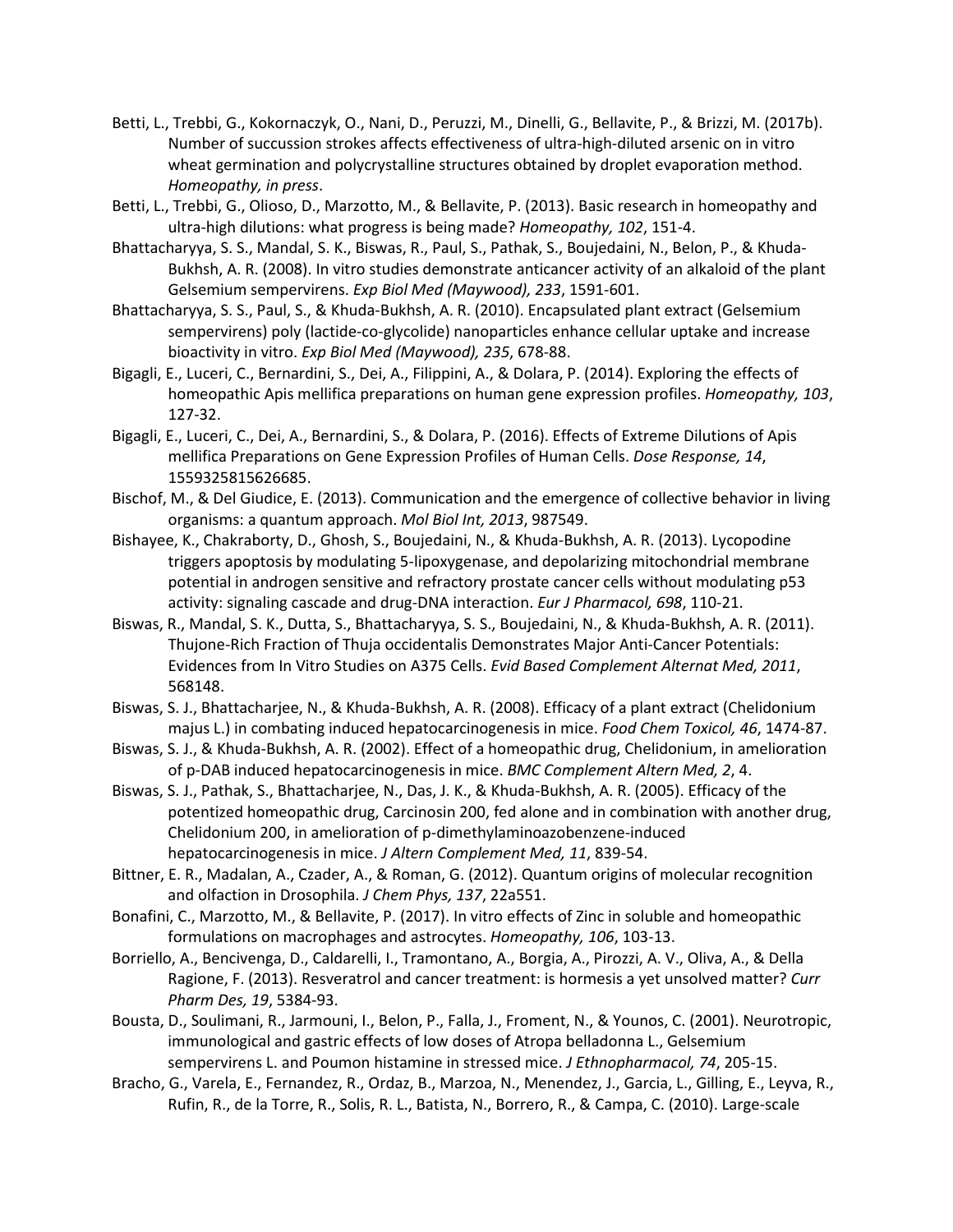Betti, L., Trebbi, G., Kokornaczyk, O., Nani, D., Peruzzi, M., Dinelli, G., Bellavite, P., & Brizzi, M. (2017b). Number of succussion strokes affects effectiveness of ultra-high-diluted arsenic on in vitro wheat germination and polycrystalline structures obtained by droplet evaporation method. *Homeopathy, in press*.

Betti, L., Trebbi, G., Olioso, D., Marzotto, M., & Bellavite, P. (2013). Basic research in homeopathy and ultra-high dilutions: what progress is being made? *Homeopathy, 102*, 151-4.

Bhattacharyya, S. S., Mandal, S. K., Biswas, R., Paul, S., Pathak, S., Boujedaini, N., Belon, P., & Khuda-Bukhsh, A. R. (2008). In vitro studies demonstrate anticancer activity of an alkaloid of the plant Gelsemium sempervirens. *Exp Biol Med (Maywood), 233*, 1591-601.

Bhattacharyya, S. S., Paul, S., & Khuda-Bukhsh, A. R. (2010). Encapsulated plant extract (Gelsemium sempervirens) poly (lactide-co-glycolide) nanoparticles enhance cellular uptake and increase bioactivity in vitro. *Exp Biol Med (Maywood), 235*, 678-88.

Bigagli, E., Luceri, C., Bernardini, S., Dei, A., Filippini, A., & Dolara, P. (2014). Exploring the effects of homeopathic Apis mellifica preparations on human gene expression profiles. *Homeopathy, 103*, 127-32.

Bigagli, E., Luceri, C., Dei, A., Bernardini, S., & Dolara, P. (2016). Effects of Extreme Dilutions of Apis mellifica Preparations on Gene Expression Profiles of Human Cells. *Dose Response, 14*, 1559325815626685.

Bischof, M., & Del Giudice, E. (2013). Communication and the emergence of collective behavior in living organisms: a quantum approach. *Mol Biol Int, 2013*, 987549.

Bishayee, K., Chakraborty, D., Ghosh, S., Boujedaini, N., & Khuda-Bukhsh, A. R. (2013). Lycopodine triggers apoptosis by modulating 5-lipoxygenase, and depolarizing mitochondrial membrane potential in androgen sensitive and refractory prostate cancer cells without modulating p53 activity: signaling cascade and drug-DNA interaction. *Eur J Pharmacol, 698*, 110-21.

Biswas, R., Mandal, S. K., Dutta, S., Bhattacharyya, S. S., Boujedaini, N., & Khuda-Bukhsh, A. R. (2011). Thujone-Rich Fraction of Thuja occidentalis Demonstrates Major Anti-Cancer Potentials: Evidences from In Vitro Studies on A375 Cells. *Evid Based Complement Alternat Med, 2011*, 568148.

Biswas, S. J., Bhattacharjee, N., & Khuda-Bukhsh, A. R. (2008). Efficacy of a plant extract (Chelidonium majus L.) in combating induced hepatocarcinogenesis in mice. *Food Chem Toxicol, 46*, 1474-87.

Biswas, S. J., & Khuda-Bukhsh, A. R. (2002). Effect of a homeopathic drug, Chelidonium, in amelioration of p-DAB induced hepatocarcinogenesis in mice. *BMC Complement Altern Med, 2*, 4.

Biswas, S. J., Pathak, S., Bhattacharjee, N., Das, J. K., & Khuda-Bukhsh, A. R. (2005). Efficacy of the potentized homeopathic drug, Carcinosin 200, fed alone and in combination with another drug, Chelidonium 200, in amelioration of p-dimethylaminoazobenzene-induced hepatocarcinogenesis in mice. *J Altern Complement Med, 11*, 839-54.

Bittner, E. R., Madalan, A., Czader, A., & Roman, G. (2012). Quantum origins of molecular recognition and olfaction in Drosophila. *J Chem Phys, 137*, 22a551.

Bonafini, C., Marzotto, M., & Bellavite, P. (2017). In vitro effects of Zinc in soluble and homeopathic formulations on macrophages and astrocytes. *Homeopathy, 106*, 103-13.

Borriello, A., Bencivenga, D., Caldarelli, I., Tramontano, A., Borgia, A., Pirozzi, A. V., Oliva, A., & Della Ragione, F. (2013). Resveratrol and cancer treatment: is hormesis a yet unsolved matter? *Curr Pharm Des, 19*, 5384-93.

Bousta, D., Soulimani, R., Jarmouni, I., Belon, P., Falla, J., Froment, N., & Younos, C. (2001). Neurotropic, immunological and gastric effects of low doses of Atropa belladonna L., Gelsemium sempervirens L. and Poumon histamine in stressed mice. *J Ethnopharmacol, 74*, 205-15.

Bracho, G., Varela, E., Fernandez, R., Ordaz, B., Marzoa, N., Menendez, J., Garcia, L., Gilling, E., Leyva, R., Rufin, R., de la Torre, R., Solis, R. L., Batista, N., Borrero, R., & Campa, C. (2010). Large-scale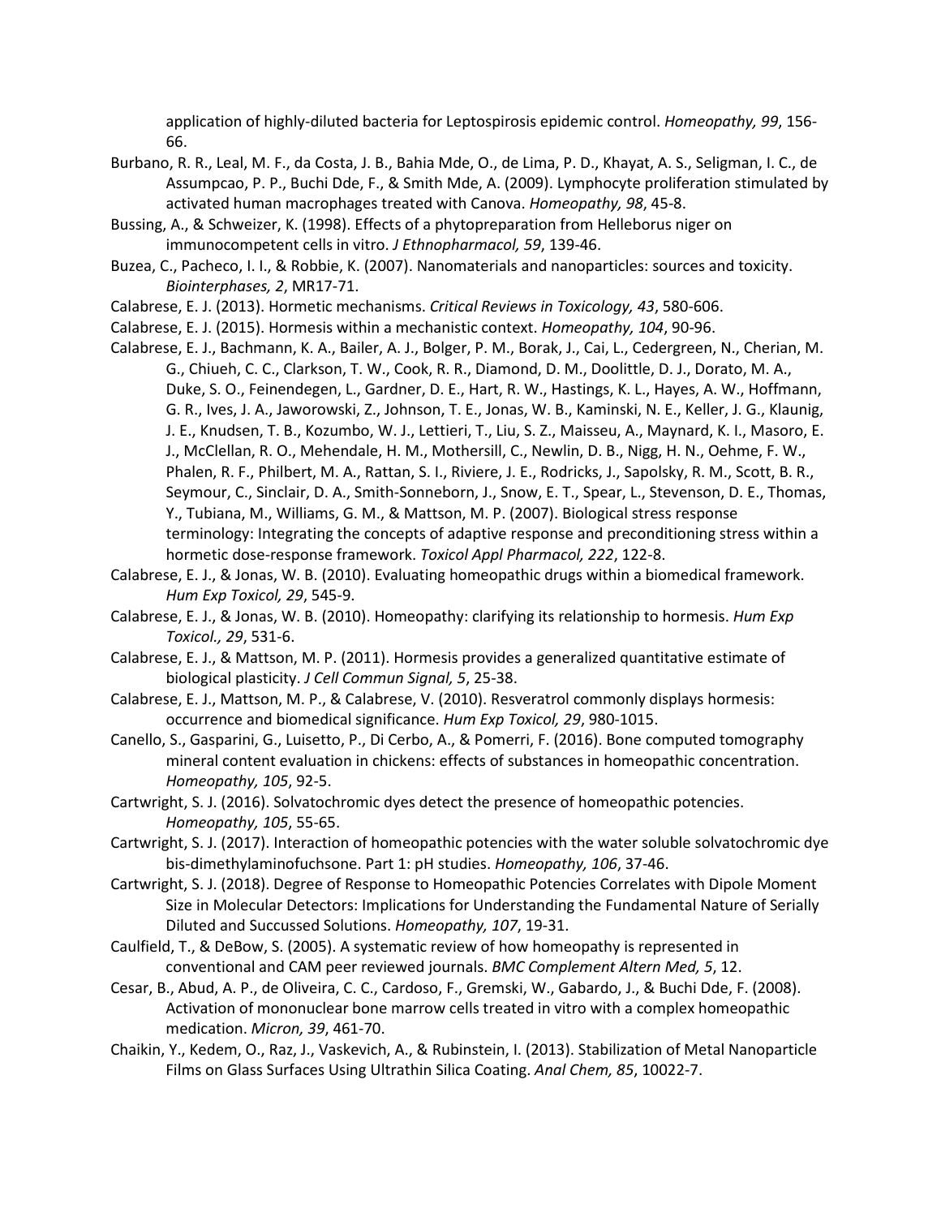application of highly-diluted bacteria for Leptospirosis epidemic control. *Homeopathy, 99*, 156-66.

Burbano, R. R., Leal, M. F., da Costa, J. B., Bahia Mde, O., de Lima, P. D., Khayat, A. S., Seligman, I. C., de Assumpcao, P. P., Buchi Dde, F., & Smith Mde, A. (2009). Lymphocyte proliferation stimulated by activated human macrophages treated with Canova. *Homeopathy, 98*, 45-8.

Bussing, A., & Schweizer, K. (1998). Effects of a phytopreparation from Helleborus niger on immunocompetent cells in vitro. *J Ethnopharmacol, 59*, 139-46.

Buzea, C., Pacheco, I. I., & Robbie, K. (2007). Nanomaterials and nanoparticles: sources and toxicity. *Biointerphases, 2*, MR17-71.

Calabrese, E. J. (2013). Hormetic mechanisms. *Critical Reviews in Toxicology, 43*, 580-606.

Calabrese, E. J. (2015). Hormesis within a mechanistic context. *Homeopathy, 104*, 90-96.

Calabrese, E. J., Bachmann, K. A., Bailer, A. J., Bolger, P. M., Borak, J., Cai, L., Cedergreen, N., Cherian, M. G., Chiueh, C. C., Clarkson, T. W., Cook, R. R., Diamond, D. M., Doolittle, D. J., Dorato, M. A., Duke, S. O., Feinendegen, L., Gardner, D. E., Hart, R. W., Hastings, K. L., Hayes, A. W., Hoffmann, G. R., Ives, J. A., Jaworowski, Z., Johnson, T. E., Jonas, W. B., Kaminski, N. E., Keller, J. G., Klaunig, J. E., Knudsen, T. B., Kozumbo, W. J., Lettieri, T., Liu, S. Z., Maisseu, A., Maynard, K. I., Masoro, E. J., McClellan, R. O., Mehendale, H. M., Mothersill, C., Newlin, D. B., Nigg, H. N., Oehme, F. W., Phalen, R. F., Philbert, M. A., Rattan, S. I., Riviere, J. E., Rodricks, J., Sapolsky, R. M., Scott, B. R., Seymour, C., Sinclair, D. A., Smith-Sonneborn, J., Snow, E. T., Spear, L., Stevenson, D. E., Thomas, Y., Tubiana, M., Williams, G. M., & Mattson, M. P. (2007). Biological stress response terminology: Integrating the concepts of adaptive response and preconditioning stress within a hormetic dose-response framework. *Toxicol Appl Pharmacol, 222*, 122-8.

Calabrese, E. J., & Jonas, W. B. (2010). Evaluating homeopathic drugs within a biomedical framework. *Hum Exp Toxicol, 29*, 545-9.

Calabrese, E. J., & Jonas, W. B. (2010). Homeopathy: clarifying its relationship to hormesis. *Hum Exp Toxicol., 29*, 531-6.

Calabrese, E. J., & Mattson, M. P. (2011). Hormesis provides a generalized quantitative estimate of biological plasticity. *J Cell Commun Signal, 5*, 25-38.

Calabrese, E. J., Mattson, M. P., & Calabrese, V. (2010). Resveratrol commonly displays hormesis: occurrence and biomedical significance. *Hum Exp Toxicol, 29*, 980-1015.

Canello, S., Gasparini, G., Luisetto, P., Di Cerbo, A., & Pomerri, F. (2016). Bone computed tomography mineral content evaluation in chickens: effects of substances in homeopathic concentration. *Homeopathy, 105*, 92-5.

Cartwright, S. J. (2016). Solvatochromic dyes detect the presence of homeopathic potencies. *Homeopathy, 105*, 55-65.

Cartwright, S. J. (2017). Interaction of homeopathic potencies with the water soluble solvatochromic dye bis-dimethylaminofuchsone. Part 1: pH studies. *Homeopathy, 106*, 37-46.

Cartwright, S. J. (2018). Degree of Response to Homeopathic Potencies Correlates with Dipole Moment Size in Molecular Detectors: Implications for Understanding the Fundamental Nature of Serially Diluted and Succussed Solutions. *Homeopathy, 107*, 19-31.

Caulfield, T., & DeBow, S. (2005). A systematic review of how homeopathy is represented in conventional and CAM peer reviewed journals. *BMC Complement Altern Med, 5*, 12.

Cesar, B., Abud, A. P., de Oliveira, C. C., Cardoso, F., Gremski, W., Gabardo, J., & Buchi Dde, F. (2008). Activation of mononuclear bone marrow cells treated in vitro with a complex homeopathic medication. *Micron, 39*, 461-70.

Chaikin, Y., Kedem, O., Raz, J., Vaskevich, A., & Rubinstein, I. (2013). Stabilization of Metal Nanoparticle Films on Glass Surfaces Using Ultrathin Silica Coating. *Anal Chem, 85*, 10022-7.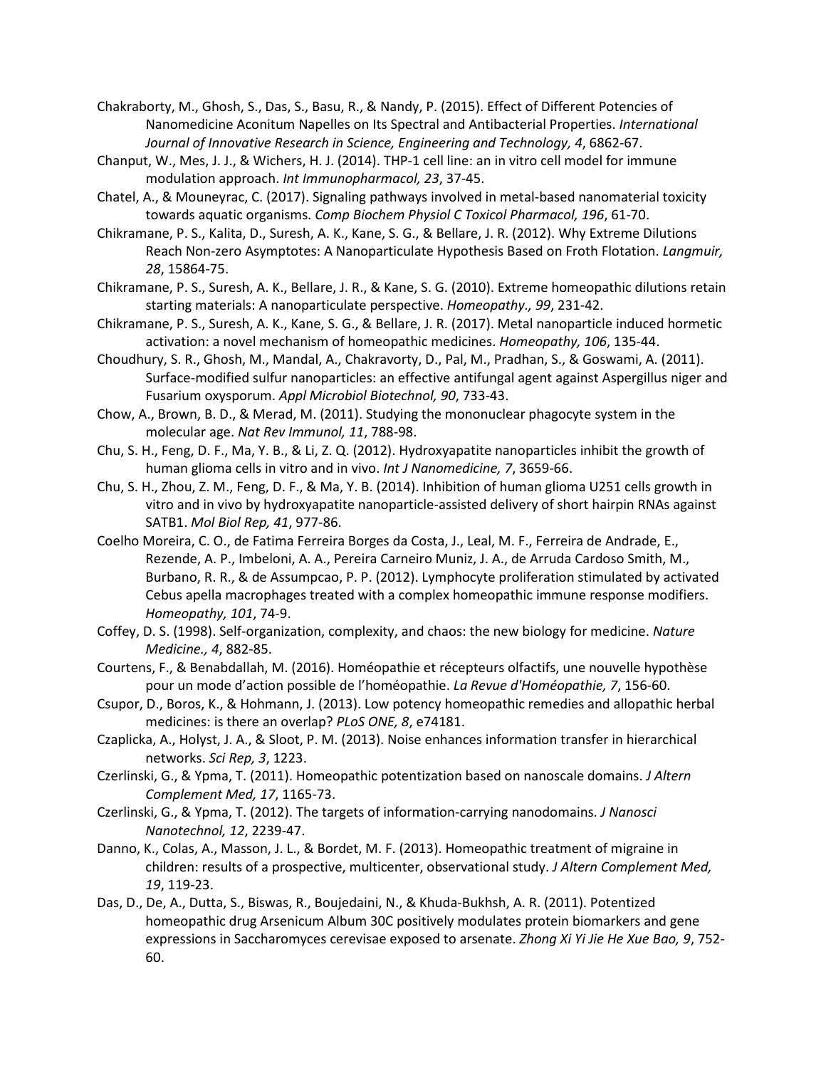Chakraborty, M., Ghosh, S., Das, S., Basu, R., & Nandy, P. (2015). Effect of Different Potencies of Nanomedicine Aconitum Napelles on Its Spectral and Antibacterial Properties. *International Journal of Innovative Research in Science, Engineering and Technology, 4*, 6862-67.

Chanput, W., Mes, J. J., & Wichers, H. J. (2014). THP-1 cell line: an in vitro cell model for immune modulation approach. *Int Immunopharmacol, 23*, 37-45.

Chatel, A., & Mouneyrac, C. (2017). Signaling pathways involved in metal-based nanomaterial toxicity towards aquatic organisms. *Comp Biochem Physiol C Toxicol Pharmacol, 196*, 61-70.

Chikramane, P. S., Kalita, D., Suresh, A. K., Kane, S. G., & Bellare, J. R. (2012). Why Extreme Dilutions Reach Non-zero Asymptotes: A Nanoparticulate Hypothesis Based on Froth Flotation. *Langmuir, 28*, 15864-75.

Chikramane, P. S., Suresh, A. K., Bellare, J. R., & Kane, S. G. (2010). Extreme homeopathic dilutions retain starting materials: A nanoparticulate perspective. *Homeopathy., 99*, 231-42.

Chikramane, P. S., Suresh, A. K., Kane, S. G., & Bellare, J. R. (2017). Metal nanoparticle induced hormetic activation: a novel mechanism of homeopathic medicines. *Homeopathy, 106*, 135-44.

Choudhury, S. R., Ghosh, M., Mandal, A., Chakravorty, D., Pal, M., Pradhan, S., & Goswami, A. (2011). Surface-modified sulfur nanoparticles: an effective antifungal agent against Aspergillus niger and Fusarium oxysporum. *Appl Microbiol Biotechnol, 90*, 733-43.

Chow, A., Brown, B. D., & Merad, M. (2011). Studying the mononuclear phagocyte system in the molecular age. *Nat Rev Immunol, 11*, 788-98.

Chu, S. H., Feng, D. F., Ma, Y. B., & Li, Z. Q. (2012). Hydroxyapatite nanoparticles inhibit the growth of human glioma cells in vitro and in vivo. *Int J Nanomedicine, 7*, 3659-66.

Chu, S. H., Zhou, Z. M., Feng, D. F., & Ma, Y. B. (2014). Inhibition of human glioma U251 cells growth in vitro and in vivo by hydroxyapatite nanoparticle-assisted delivery of short hairpin RNAs against SATB1. *Mol Biol Rep, 41*, 977-86.

Coelho Moreira, C. O., de Fatima Ferreira Borges da Costa, J., Leal, M. F., Ferreira de Andrade, E., Rezende, A. P., Imbeloni, A. A., Pereira Carneiro Muniz, J. A., de Arruda Cardoso Smith, M., Burbano, R. R., & de Assumpcao, P. P. (2012). Lymphocyte proliferation stimulated by activated Cebus apella macrophages treated with a complex homeopathic immune response modifiers. *Homeopathy, 101*, 74-9.

Coffey, D. S. (1998). Self-organization, complexity, and chaos: the new biology for medicine. *Nature Medicine., 4*, 882-85.

Courtens, F., & Benabdallah, M. (2016). Homéopathie et récepteurs olfactifs, une nouvelle hypothèse pour un mode d'action possible de l'homéopathie. *La Revue d'Homéopathie, 7*, 156-60.

Csupor, D., Boros, K., & Hohmann, J. (2013). Low potency homeopathic remedies and allopathic herbal medicines: is there an overlap? *PLoS ONE, 8*, e74181.

Czaplicka, A., Holyst, J. A., & Sloot, P. M. (2013). Noise enhances information transfer in hierarchical networks. *Sci Rep, 3*, 1223.

Czerlinski, G., & Ypma, T. (2011). Homeopathic potentization based on nanoscale domains. *J Altern Complement Med, 17*, 1165-73.

Czerlinski, G., & Ypma, T. (2012). The targets of information-carrying nanodomains. *J Nanosci Nanotechnol, 12*, 2239-47.

Danno, K., Colas, A., Masson, J. L., & Bordet, M. F. (2013). Homeopathic treatment of migraine in children: results of a prospective, multicenter, observational study. *J Altern Complement Med, 19*, 119-23.

Das, D., De, A., Dutta, S., Biswas, R., Boujedaini, N., & Khuda-Bukhsh, A. R. (2011). Potentized homeopathic drug Arsenicum Album 30C positively modulates protein biomarkers and gene expressions in Saccharomyces cerevisae exposed to arsenate. *Zhong Xi Yi Jie He Xue Bao, 9*, 752-60.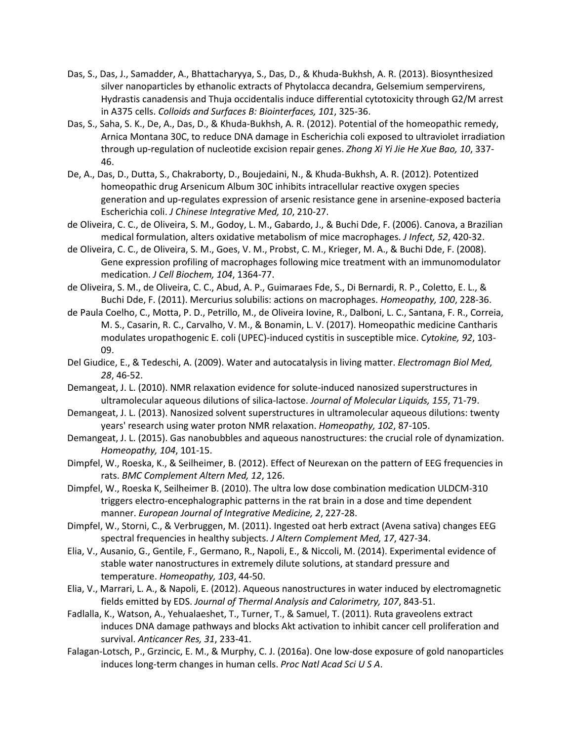Das, S., Das, J., Samadder, A., Bhattacharyya, S., Das, D., & Khuda-Bukhsh, A. R. (2013). Biosynthesized silver nanoparticles by ethanolic extracts of Phytolacca decandra, Gelsemium sempervirens, Hydrastis canadensis and Thuja occidentalis induce differential cytotoxicity through G2/M arrest in A375 cells. *Colloids and Surfaces B: Biointerfaces, 101*, 325-36.

Das, S., Saha, S. K., De, A., Das, D., & Khuda-Bukhsh, A. R. (2012). Potential of the homeopathic remedy, Arnica Montana 30C, to reduce DNA damage in Escherichia coli exposed to ultraviolet irradiation through up-regulation of nucleotide excision repair genes. *Zhong Xi Yi Jie He Xue Bao, 10*, 337-46.

De, A., Das, D., Dutta, S., Chakraborty, D., Boujedaini, N., & Khuda-Bukhsh, A. R. (2012). Potentized homeopathic drug Arsenicum Album 30C inhibits intracellular reactive oxygen species generation and up-regulates expression of arsenic resistance gene in arsenine-exposed bacteria Escherichia coli. *J Chinese Integrative Med, 10*, 210-27.

de Oliveira, C. C., de Oliveira, S. M., Godoy, L. M., Gabardo, J., & Buchi Dde, F. (2006). Canova, a Brazilian medical formulation, alters oxidative metabolism of mice macrophages. *J Infect, 52*, 420-32.

de Oliveira, C. C., de Oliveira, S. M., Goes, V. M., Probst, C. M., Krieger, M. A., & Buchi Dde, F. (2008). Gene expression profiling of macrophages following mice treatment with an immunomodulator medication. *J Cell Biochem, 104*, 1364-77.

de Oliveira, S. M., de Oliveira, C. C., Abud, A. P., Guimaraes Fde, S., Di Bernardi, R. P., Coletto, E. L., & Buchi Dde, F. (2011). Mercurius solubilis: actions on macrophages. *Homeopathy, 100*, 228-36.

de Paula Coelho, C., Motta, P. D., Petrillo, M., de Oliveira Iovine, R., Dalboni, L. C., Santana, F. R., Correia, M. S., Casarin, R. C., Carvalho, V. M., & Bonamin, L. V. (2017). Homeopathic medicine Cantharis modulates uropathogenic E. coli (UPEC)-induced cystitis in susceptible mice. *Cytokine, 92*, 103-09.

Del Giudice, E., & Tedeschi, A. (2009). Water and autocatalysis in living matter. *Electromagn Biol Med, 28*, 46-52.

Demangeat, J. L. (2010). NMR relaxation evidence for solute-induced nanosized superstructures in ultramolecular aqueous dilutions of silica-lactose. *Journal of Molecular Liquids, 155*, 71-79.

Demangeat, J. L. (2013). Nanosized solvent superstructures in ultramolecular aqueous dilutions: twenty years' research using water proton NMR relaxation. *Homeopathy, 102*, 87-105.

Demangeat, J. L. (2015). Gas nanobubbles and aqueous nanostructures: the crucial role of dynamization. *Homeopathy, 104*, 101-15.

Dimpfel, W., Roeska, K., & Seilheimer, B. (2012). Effect of Neurexan on the pattern of EEG frequencies in rats. *BMC Complement Altern Med, 12*, 126.

Dimpfel, W., Roeska K, Seilheimer B. (2010). The ultra low dose combination medication ULDCM-310 triggers electro-encephalographic patterns in the rat brain in a dose and time dependent manner. *European Journal of Integrative Medicine, 2*, 227-28.

Dimpfel, W., Storni, C., & Verbruggen, M. (2011). Ingested oat herb extract (Avena sativa) changes EEG spectral frequencies in healthy subjects. *J Altern Complement Med, 17*, 427-34.

Elia, V., Ausanio, G., Gentile, F., Germano, R., Napoli, E., & Niccoli, M. (2014). Experimental evidence of stable water nanostructures in extremely dilute solutions, at standard pressure and temperature. *Homeopathy, 103*, 44-50.

Elia, V., Marrari, L. A., & Napoli, E. (2012). Aqueous nanostructures in water induced by electromagnetic fields emitted by EDS. *Journal of Thermal Analysis and Calorimetry, 107*, 843-51.

Fadlalla, K., Watson, A., Yehualaeshet, T., Turner, T., & Samuel, T. (2011). Ruta graveolens extract induces DNA damage pathways and blocks Akt activation to inhibit cancer cell proliferation and survival. *Anticancer Res, 31*, 233-41.

Falagan-Lotsch, P., Grzincic, E. M., & Murphy, C. J. (2016a). One low-dose exposure of gold nanoparticles induces long-term changes in human cells. *Proc Natl Acad Sci U S A*.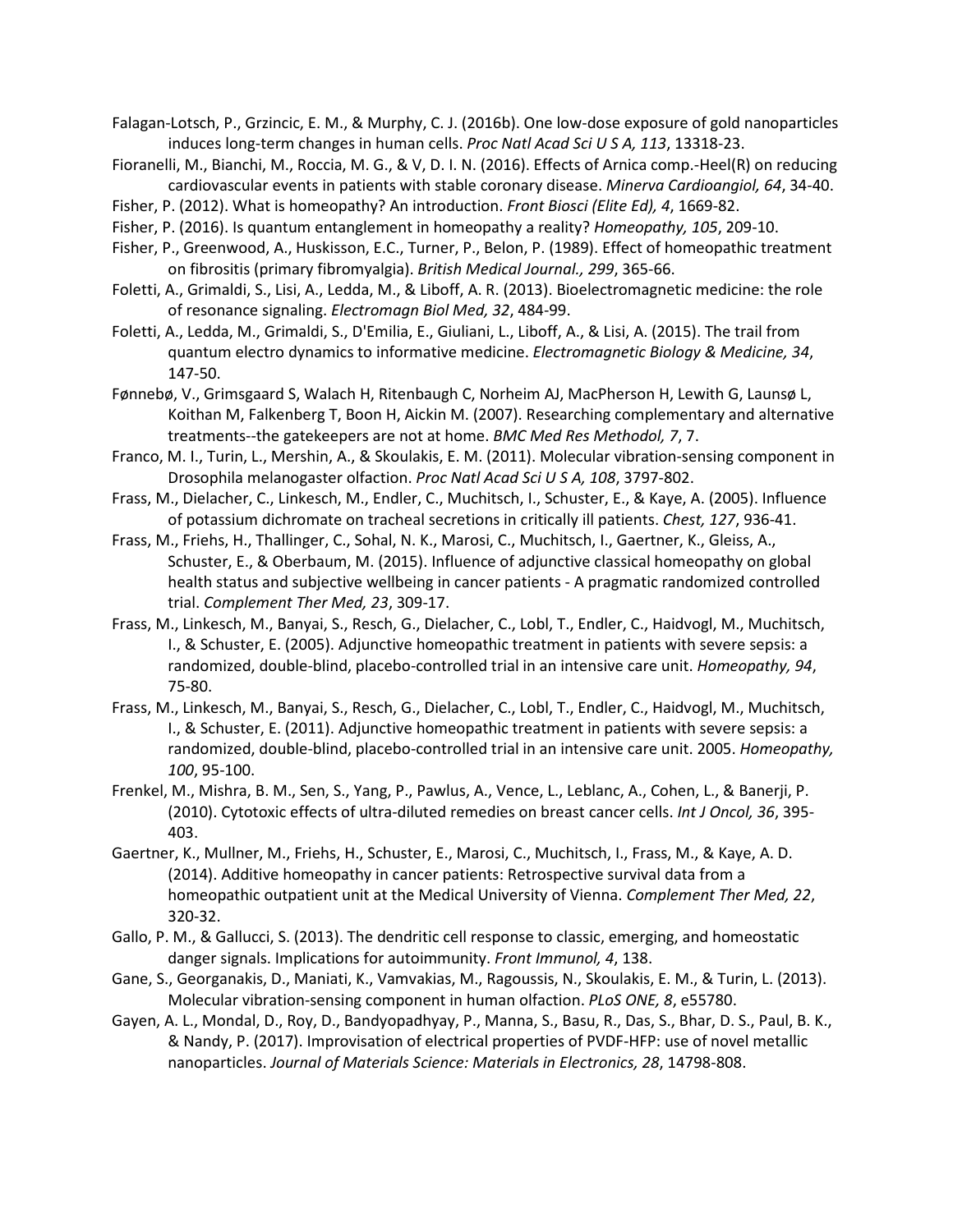Falagan-Lotsch, P., Grzincic, E. M., & Murphy, C. J. (2016b). One low-dose exposure of gold nanoparticles induces long-term changes in human cells. *Proc Natl Acad Sci U S A, 113*, 13318-23.

Fioranelli, M., Bianchi, M., Roccia, M. G., & V, D. I. N. (2016). Effects of Arnica comp.-Heel(R) on reducing cardiovascular events in patients with stable coronary disease. *Minerva Cardioangiol, 64*, 34-40.

Fisher, P. (2012). What is homeopathy? An introduction. *Front Biosci (Elite Ed), 4*, 1669-82.

Fisher, P. (2016). Is quantum entanglement in homeopathy a reality? *Homeopathy, 105*, 209-10.

Fisher, P., Greenwood, A., Huskisson, E.C., Turner, P., Belon, P. (1989). Effect of homeopathic treatment on fibrositis (primary fibromyalgia). *British Medical Journal., 299*, 365-66.

Foletti, A., Grimaldi, S., Lisi, A., Ledda, M., & Liboff, A. R. (2013). Bioelectromagnetic medicine: the role of resonance signaling. *Electromagn Biol Med, 32*, 484-99.

Foletti, A., Ledda, M., Grimaldi, S., D'Emilia, E., Giuliani, L., Liboff, A., & Lisi, A. (2015). The trail from quantum electro dynamics to informative medicine. *Electromagnetic Biology & Medicine, 34*, 147-50.

Fønnebø, V., Grimsgaard S, Walach H, Ritenbaugh C, Norheim AJ, MacPherson H, Lewith G, Launsø L, Koithan M, Falkenberg T, Boon H, Aickin M. (2007). Researching complementary and alternative treatments--the gatekeepers are not at home. *BMC Med Res Methodol, 7*, 7.

Franco, M. I., Turin, L., Mershin, A., & Skoulakis, E. M. (2011). Molecular vibration-sensing component in Drosophila melanogaster olfaction. *Proc Natl Acad Sci U S A, 108*, 3797-802.

Frass, M., Dielacher, C., Linkesch, M., Endler, C., Muchitsch, I., Schuster, E., & Kaye, A. (2005). Influence of potassium dichromate on tracheal secretions in critically ill patients. *Chest, 127*, 936-41.

Frass, M., Friehs, H., Thallinger, C., Sohal, N. K., Marosi, C., Muchitsch, I., Gaertner, K., Gleiss, A., Schuster, E., & Oberbaum, M. (2015). Influence of adjunctive classical homeopathy on global health status and subjective wellbeing in cancer patients - A pragmatic randomized controlled trial. *Complement Ther Med, 23*, 309-17.

Frass, M., Linkesch, M., Banyai, S., Resch, G., Dielacher, C., Lobl, T., Endler, C., Haidvogl, M., Muchitsch, I., & Schuster, E. (2005). Adjunctive homeopathic treatment in patients with severe sepsis: a randomized, double-blind, placebo-controlled trial in an intensive care unit. *Homeopathy, 94*, 75-80.

Frass, M., Linkesch, M., Banyai, S., Resch, G., Dielacher, C., Lobl, T., Endler, C., Haidvogl, M., Muchitsch, I., & Schuster, E. (2011). Adjunctive homeopathic treatment in patients with severe sepsis: a randomized, double-blind, placebo-controlled trial in an intensive care unit. 2005. *Homeopathy, 100*, 95-100.

Frenkel, M., Mishra, B. M., Sen, S., Yang, P., Pawlus, A., Vence, L., Leblanc, A., Cohen, L., & Banerji, P. (2010). Cytotoxic effects of ultra-diluted remedies on breast cancer cells. *Int J Oncol, 36*, 395-403.

Gaertner, K., Mullner, M., Friehs, H., Schuster, E., Marosi, C., Muchitsch, I., Frass, M., & Kaye, A. D. (2014). Additive homeopathy in cancer patients: Retrospective survival data from a homeopathic outpatient unit at the Medical University of Vienna. *Complement Ther Med, 22*, 320-32.

Gallo, P. M., & Gallucci, S. (2013). The dendritic cell response to classic, emerging, and homeostatic danger signals. Implications for autoimmunity. *Front Immunol, 4*, 138.

Gane, S., Georganakis, D., Maniati, K., Vamvakias, M., Ragoussis, N., Skoulakis, E. M., & Turin, L. (2013). Molecular vibration-sensing component in human olfaction. *PLoS ONE, 8*, e55780.

Gayen, A. L., Mondal, D., Roy, D., Bandyopadhyay, P., Manna, S., Basu, R., Das, S., Bhar, D. S., Paul, B. K., & Nandy, P. (2017). Improvisation of electrical properties of PVDF-HFP: use of novel metallic nanoparticles. *Journal of Materials Science: Materials in Electronics, 28*, 14798-808.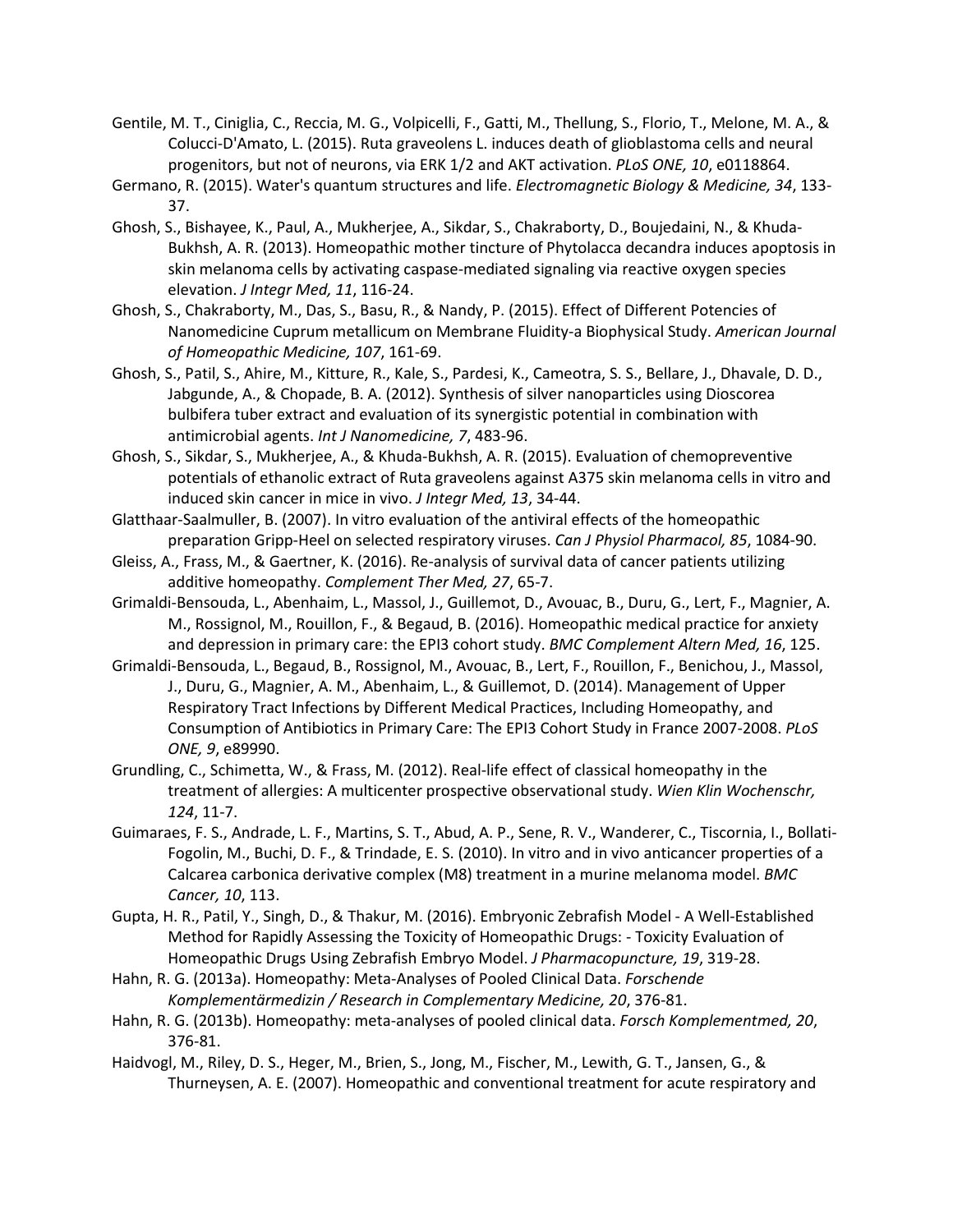Gentile, M. T., Ciniglia, C., Reccia, M. G., Volpicelli, F., Gatti, M., Thellung, S., Florio, T., Melone, M. A., & Colucci-D'Amato, L. (2015). Ruta graveolens L. induces death of glioblastoma cells and neural progenitors, but not of neurons, via ERK 1/2 and AKT activation. *PLoS ONE, 10*, e0118864.

Germano, R. (2015). Water's quantum structures and life. *Electromagnetic Biology & Medicine, 34*, 133-37.

Ghosh, S., Bishayee, K., Paul, A., Mukherjee, A., Sikdar, S., Chakraborty, D., Boujedaini, N., & Khuda-Bukhsh, A. R. (2013). Homeopathic mother tincture of Phytolacca decandra induces apoptosis in skin melanoma cells by activating caspase-mediated signaling via reactive oxygen species elevation. *J Integr Med, 11*, 116-24.

Ghosh, S., Chakraborty, M., Das, S., Basu, R., & Nandy, P. (2015). Effect of Different Potencies of Nanomedicine Cuprum metallicum on Membrane Fluidity-a Biophysical Study. *American Journal of Homeopathic Medicine, 107*, 161-69.

Ghosh, S., Patil, S., Ahire, M., Kitture, R., Kale, S., Pardesi, K., Cameotra, S. S., Bellare, J., Dhavale, D. D., Jabgunde, A., & Chopade, B. A. (2012). Synthesis of silver nanoparticles using Dioscorea bulbifera tuber extract and evaluation of its synergistic potential in combination with antimicrobial agents. *Int J Nanomedicine, 7*, 483-96.

Ghosh, S., Sikdar, S., Mukherjee, A., & Khuda-Bukhsh, A. R. (2015). Evaluation of chemopreventive potentials of ethanolic extract of Ruta graveolens against A375 skin melanoma cells in vitro and induced skin cancer in mice in vivo. *J Integr Med, 13*, 34-44.

Glatthaar-Saalmuller, B. (2007). In vitro evaluation of the antiviral effects of the homeopathic preparation Gripp-Heel on selected respiratory viruses. *Can J Physiol Pharmacol, 85*, 1084-90.

Gleiss, A., Frass, M., & Gaertner, K. (2016). Re-analysis of survival data of cancer patients utilizing additive homeopathy. *Complement Ther Med, 27*, 65-7.

Grimaldi-Bensouda, L., Abenhaim, L., Massol, J., Guillemot, D., Avouac, B., Duru, G., Lert, F., Magnier, A. M., Rossignol, M., Rouillon, F., & Begaud, B. (2016). Homeopathic medical practice for anxiety and depression in primary care: the EPI3 cohort study. *BMC Complement Altern Med, 16*, 125.

Grimaldi-Bensouda, L., Begaud, B., Rossignol, M., Avouac, B., Lert, F., Rouillon, F., Benichou, J., Massol, J., Duru, G., Magnier, A. M., Abenhaim, L., & Guillemot, D. (2014). Management of Upper Respiratory Tract Infections by Different Medical Practices, Including Homeopathy, and Consumption of Antibiotics in Primary Care: The EPI3 Cohort Study in France 2007-2008. *PLoS ONE, 9*, e89990.

Grundling, C., Schimetta, W., & Frass, M. (2012). Real-life effect of classical homeopathy in the treatment of allergies: A multicenter prospective observational study. *Wien Klin Wochenschr, 124*, 11-7.

Guimaraes, F. S., Andrade, L. F., Martins, S. T., Abud, A. P., Sene, R. V., Wanderer, C., Tiscornia, I., Bollati-Fogolin, M., Buchi, D. F., & Trindade, E. S. (2010). In vitro and in vivo anticancer properties of a Calcarea carbonica derivative complex (M8) treatment in a murine melanoma model. *BMC Cancer, 10*, 113.

Gupta, H. R., Patil, Y., Singh, D., & Thakur, M. (2016). Embryonic Zebrafish Model - A Well-Established Method for Rapidly Assessing the Toxicity of Homeopathic Drugs: - Toxicity Evaluation of Homeopathic Drugs Using Zebrafish Embryo Model. *J Pharmacopuncture, 19*, 319-28.

Hahn, R. G. (2013a). Homeopathy: Meta-Analyses of Pooled Clinical Data. *Forschende Komplementärmedizin / Research in Complementary Medicine, 20*, 376-81.

Hahn, R. G. (2013b). Homeopathy: meta-analyses of pooled clinical data. *Forsch Komplementmed, 20*, 376-81.

Haidvogl, M., Riley, D. S., Heger, M., Brien, S., Jong, M., Fischer, M., Lewith, G. T., Jansen, G., & Thurneysen, A. E. (2007). Homeopathic and conventional treatment for acute respiratory and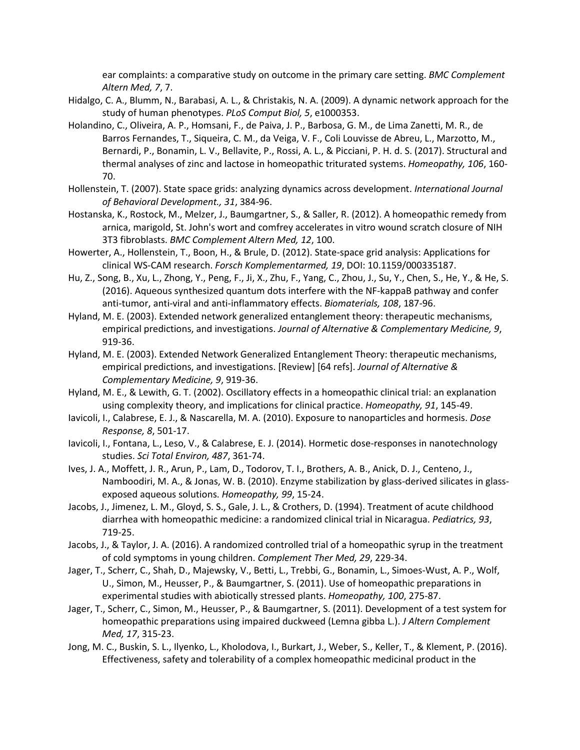ear complaints: a comparative study on outcome in the primary care setting. *BMC Complement Altern Med, 7*, 7.

Hidalgo, C. A., Blumm, N., Barabasi, A. L., & Christakis, N. A. (2009). A dynamic network approach for the study of human phenotypes. *PLoS Comput Biol, 5*, e1000353.

Holandino, C., Oliveira, A. P., Homsani, F., de Paiva, J. P., Barbosa, G. M., de Lima Zanetti, M. R., de Barros Fernandes, T., Siqueira, C. M., da Veiga, V. F., Coli Louvisse de Abreu, L., Marzotto, M., Bernardi, P., Bonamin, L. V., Bellavite, P., Rossi, A. L., & Picciani, P. H. d. S. (2017). Structural and thermal analyses of zinc and lactose in homeopathic triturated systems. *Homeopathy, 106*, 160-70.

Hollenstein, T. (2007). State space grids: analyzing dynamics across development. *International Journal of Behavioral Development., 31*, 384-96.

Hostanska, K., Rostock, M., Melzer, J., Baumgartner, S., & Saller, R. (2012). A homeopathic remedy from arnica, marigold, St. John's wort and comfrey accelerates in vitro wound scratch closure of NIH 3T3 fibroblasts. *BMC Complement Altern Med, 12*, 100.

Howerter, A., Hollenstein, T., Boon, H., & Brule, D. (2012). State-space grid analysis: Applications for clinical WS-CAM research. *Forsch Komplementarmed, 19*, DOI: 10.1159/000335187.

Hu, Z., Song, B., Xu, L., Zhong, Y., Peng, F., Ji, X., Zhu, F., Yang, C., Zhou, J., Su, Y., Chen, S., He, Y., & He, S. (2016). Aqueous synthesized quantum dots interfere with the NF-kappaB pathway and confer anti-tumor, anti-viral and anti-inflammatory effects. *Biomaterials, 108*, 187-96.

Hyland, M. E. (2003). Extended network generalized entanglement theory: therapeutic mechanisms, empirical predictions, and investigations. *Journal of Alternative & Complementary Medicine, 9*, 919-36.

Hyland, M. E. (2003). Extended Network Generalized Entanglement Theory: therapeutic mechanisms, empirical predictions, and investigations. [Review] [64 refs]. *Journal of Alternative & Complementary Medicine, 9*, 919-36.

Hyland, M. E., & Lewith, G. T. (2002). Oscillatory effects in a homeopathic clinical trial: an explanation using complexity theory, and implications for clinical practice. *Homeopathy, 91*, 145-49.

Iavicoli, I., Calabrese, E. J., & Nascarella, M. A. (2010). Exposure to nanoparticles and hormesis. *Dose Response, 8*, 501-17.

Iavicoli, I., Fontana, L., Leso, V., & Calabrese, E. J. (2014). Hormetic dose-responses in nanotechnology studies. *Sci Total Environ, 487*, 361-74.

Ives, J. A., Moffett, J. R., Arun, P., Lam, D., Todorov, T. I., Brothers, A. B., Anick, D. J., Centeno, J., Namboodiri, M. A., & Jonas, W. B. (2010). Enzyme stabilization by glass-derived silicates in glass-exposed aqueous solutions. *Homeopathy, 99*, 15-24.

Jacobs, J., Jimenez, L. M., Gloyd, S. S., Gale, J. L., & Crothers, D. (1994). Treatment of acute childhood diarrhea with homeopathic medicine: a randomized clinical trial in Nicaragua. *Pediatrics, 93*, 719-25.

Jacobs, J., & Taylor, J. A. (2016). A randomized controlled trial of a homeopathic syrup in the treatment of cold symptoms in young children. *Complement Ther Med, 29*, 229-34.

Jager, T., Scherr, C., Shah, D., Majewsky, V., Betti, L., Trebbi, G., Bonamin, L., Simoes-Wust, A. P., Wolf, U., Simon, M., Heusser, P., & Baumgartner, S. (2011). Use of homeopathic preparations in experimental studies with abiotically stressed plants. *Homeopathy, 100*, 275-87.

Jager, T., Scherr, C., Simon, M., Heusser, P., & Baumgartner, S. (2011). Development of a test system for homeopathic preparations using impaired duckweed (Lemna gibba L.). *J Altern Complement Med, 17*, 315-23.

Jong, M. C., Buskin, S. L., Ilyenko, L., Kholodova, I., Burkart, J., Weber, S., Keller, T., & Klement, P. (2016). Effectiveness, safety and tolerability of a complex homeopathic medicinal product in the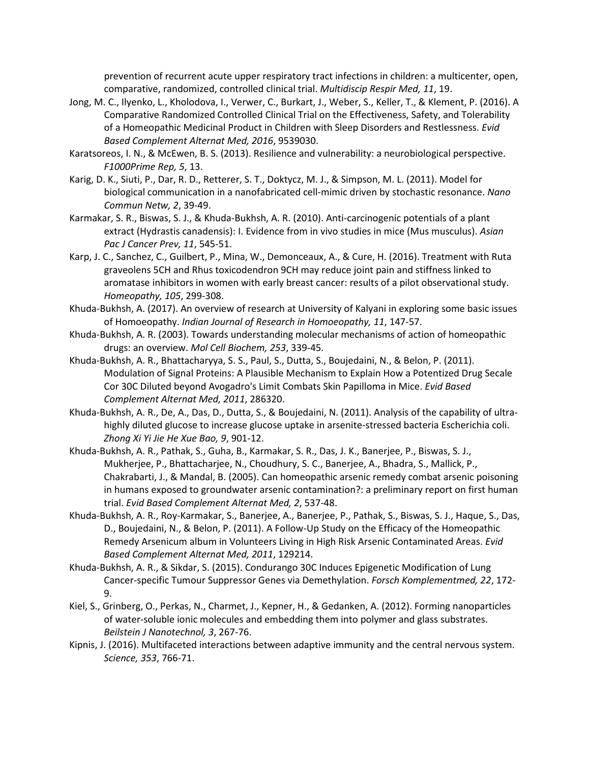prevention of recurrent acute upper respiratory tract infections in children: a multicenter, open, comparative, randomized, controlled clinical trial. *Multidiscip Respir Med, 11*, 19.

Jong, M. C., Ilyenko, L., Kholodova, I., Verwer, C., Burkart, J., Weber, S., Keller, T., & Klement, P. (2016). A Comparative Randomized Controlled Clinical Trial on the Effectiveness, Safety, and Tolerability of a Homeopathic Medicinal Product in Children with Sleep Disorders and Restlessness. *Evid Based Complement Alternat Med, 2016*, 9539030.

Karatsoreos, I. N., & McEwen, B. S. (2013). Resilience and vulnerability: a neurobiological perspective. *F1000Prime Rep, 5*, 13.

Karig, D. K., Siuti, P., Dar, R. D., Retterer, S. T., Doktycz, M. J., & Simpson, M. L. (2011). Model for biological communication in a nanofabricated cell-mimic driven by stochastic resonance. *Nano Commun Netw, 2*, 39-49.

Karmakar, S. R., Biswas, S. J., & Khuda-Bukhsh, A. R. (2010). Anti-carcinogenic potentials of a plant extract (Hydrastis canadensis): I. Evidence from in vivo studies in mice (Mus musculus). *Asian Pac J Cancer Prev, 11*, 545-51.

Karp, J. C., Sanchez, C., Guilbert, P., Mina, W., Demonceaux, A., & Cure, H. (2016). Treatment with Ruta graveolens 5CH and Rhus toxicodendron 9CH may reduce joint pain and stiffness linked to aromatase inhibitors in women with early breast cancer: results of a pilot observational study. *Homeopathy, 105*, 299-308.

Khuda-Bukhsh, A. (2017). An overview of research at University of Kalyani in exploring some basic issues of Homoeopathy. *Indian Journal of Research in Homoeopathy, 11*, 147-57.

Khuda-Bukhsh, A. R. (2003). Towards understanding molecular mechanisms of action of homeopathic drugs: an overview. *Mol Cell Biochem, 253*, 339-45.

Khuda-Bukhsh, A. R., Bhattacharyya, S. S., Paul, S., Dutta, S., Boujedaini, N., & Belon, P. (2011). Modulation of Signal Proteins: A Plausible Mechanism to Explain How a Potentized Drug Secale Cor 30C Diluted beyond Avogadro's Limit Combats Skin Papilloma in Mice. *Evid Based Complement Alternat Med, 2011*, 286320.

Khuda-Bukhsh, A. R., De, A., Das, D., Dutta, S., & Boujedaini, N. (2011). Analysis of the capability of ultra-highly diluted glucose to increase glucose uptake in arsenite-stressed bacteria Escherichia coli. *Zhong Xi Yi Jie He Xue Bao, 9*, 901-12.

Khuda-Bukhsh, A. R., Pathak, S., Guha, B., Karmakar, S. R., Das, J. K., Banerjee, P., Biswas, S. J., Mukherjee, P., Bhattacharjee, N., Choudhury, S. C., Banerjee, A., Bhadra, S., Mallick, P., Chakrabarti, J., & Mandal, B. (2005). Can homeopathic arsenic remedy combat arsenic poisoning in humans exposed to groundwater arsenic contamination?: a preliminary report on first human trial. *Evid Based Complement Alternat Med, 2*, 537-48.

Khuda-Bukhsh, A. R., Roy-Karmakar, S., Banerjee, A., Banerjee, P., Pathak, S., Biswas, S. J., Haque, S., Das, D., Boujedaini, N., & Belon, P. (2011). A Follow-Up Study on the Efficacy of the Homeopathic Remedy Arsenicum album in Volunteers Living in High Risk Arsenic Contaminated Areas. *Evid Based Complement Alternat Med, 2011*, 129214.

Khuda-Bukhsh, A. R., & Sikdar, S. (2015). Condurango 30C Induces Epigenetic Modification of Lung Cancer-specific Tumour Suppressor Genes via Demethylation. *Forsch Komplementmed, 22*, 172-9.

Kiel, S., Grinberg, O., Perkas, N., Charmet, J., Kepner, H., & Gedanken, A. (2012). Forming nanoparticles of water-soluble ionic molecules and embedding them into polymer and glass substrates. *Beilstein J Nanotechnol, 3*, 267-76.

Kipnis, J. (2016). Multifaceted interactions between adaptive immunity and the central nervous system. *Science, 353*, 766-71.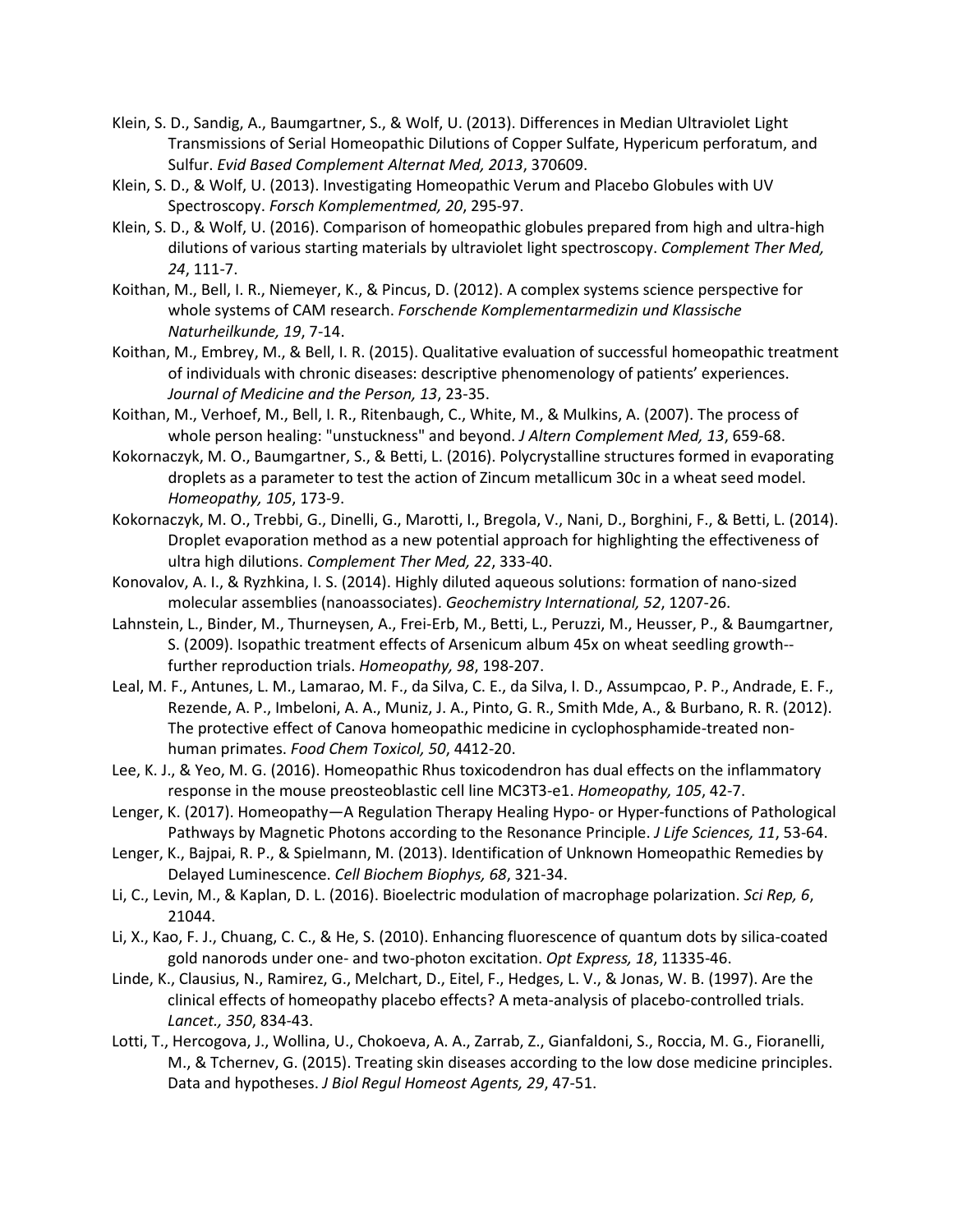Klein, S. D., Sandig, A., Baumgartner, S., & Wolf, U. (2013). Differences in Median Ultraviolet Light Transmissions of Serial Homeopathic Dilutions of Copper Sulfate, Hypericum perforatum, and Sulfur. *Evid Based Complement Alternat Med, 2013*, 370609.

Klein, S. D., & Wolf, U. (2013). Investigating Homeopathic Verum and Placebo Globules with UV Spectroscopy. *Forsch Komplementmed, 20*, 295-97.

Klein, S. D., & Wolf, U. (2016). Comparison of homeopathic globules prepared from high and ultra-high dilutions of various starting materials by ultraviolet light spectroscopy. *Complement Ther Med, 24*, 111-7.

Koithan, M., Bell, I. R., Niemeyer, K., & Pincus, D. (2012). A complex systems science perspective for whole systems of CAM research. *Forschende Komplementarmedizin und Klassische Naturheilkunde, 19*, 7-14.

Koithan, M., Embrey, M., & Bell, I. R. (2015). Qualitative evaluation of successful homeopathic treatment of individuals with chronic diseases: descriptive phenomenology of patients' experiences. *Journal of Medicine and the Person, 13*, 23-35.

Koithan, M., Verhoef, M., Bell, I. R., Ritenbaugh, C., White, M., & Mulkins, A. (2007). The process of whole person healing: "unstuckness" and beyond. *J Altern Complement Med, 13*, 659-68.

Kokornaczyk, M. O., Baumgartner, S., & Betti, L. (2016). Polycrystalline structures formed in evaporating droplets as a parameter to test the action of Zincum metallicum 30c in a wheat seed model. *Homeopathy, 105*, 173-9.

Kokornaczyk, M. O., Trebbi, G., Dinelli, G., Marotti, I., Bregola, V., Nani, D., Borghini, F., & Betti, L. (2014). Droplet evaporation method as a new potential approach for highlighting the effectiveness of ultra high dilutions. *Complement Ther Med, 22*, 333-40.

Konovalov, A. I., & Ryzhkina, I. S. (2014). Highly diluted aqueous solutions: formation of nano-sized molecular assemblies (nanoassociates). *Geochemistry International, 52*, 1207-26.

Lahnstein, L., Binder, M., Thurneysen, A., Frei-Erb, M., Betti, L., Peruzzi, M., Heusser, P., & Baumgartner, S. (2009). Isopathic treatment effects of Arsenicum album 45x on wheat seedling growth--further reproduction trials. *Homeopathy, 98*, 198-207.

Leal, M. F., Antunes, L. M., Lamarao, M. F., da Silva, C. E., da Silva, I. D., Assumpcao, P. P., Andrade, E. F., Rezende, A. P., Imbeloni, A. A., Muniz, J. A., Pinto, G. R., Smith Mde, A., & Burbano, R. R. (2012). The protective effect of Canova homeopathic medicine in cyclophosphamide-treated non-human primates. *Food Chem Toxicol, 50*, 4412-20.

Lee, K. J., & Yeo, M. G. (2016). Homeopathic Rhus toxicodendron has dual effects on the inflammatory response in the mouse preosteoblastic cell line MC3T3-e1. *Homeopathy, 105*, 42-7.

Lenger, K. (2017). Homeopathy—A Regulation Therapy Healing Hypo- or Hyper-functions of Pathological Pathways by Magnetic Photons according to the Resonance Principle. *J Life Sciences, 11*, 53-64.

Lenger, K., Bajpai, R. P., & Spielmann, M. (2013). Identification of Unknown Homeopathic Remedies by Delayed Luminescence. *Cell Biochem Biophys, 68*, 321-34.

Li, C., Levin, M., & Kaplan, D. L. (2016). Bioelectric modulation of macrophage polarization. *Sci Rep, 6*, 21044.

Li, X., Kao, F. J., Chuang, C. C., & He, S. (2010). Enhancing fluorescence of quantum dots by silica-coated gold nanorods under one- and two-photon excitation. *Opt Express, 18*, 11335-46.

Linde, K., Clausius, N., Ramirez, G., Melchart, D., Eitel, F., Hedges, L. V., & Jonas, W. B. (1997). Are the clinical effects of homeopathy placebo effects? A meta-analysis of placebo-controlled trials. *Lancet., 350*, 834-43.

Lotti, T., Hercogova, J., Wollina, U., Chokoeva, A. A., Zarrab, Z., Gianfaldoni, S., Roccia, M. G., Fioranelli, M., & Tchernev, G. (2015). Treating skin diseases according to the low dose medicine principles. Data and hypotheses. *J Biol Regul Homeost Agents, 29*, 47-51.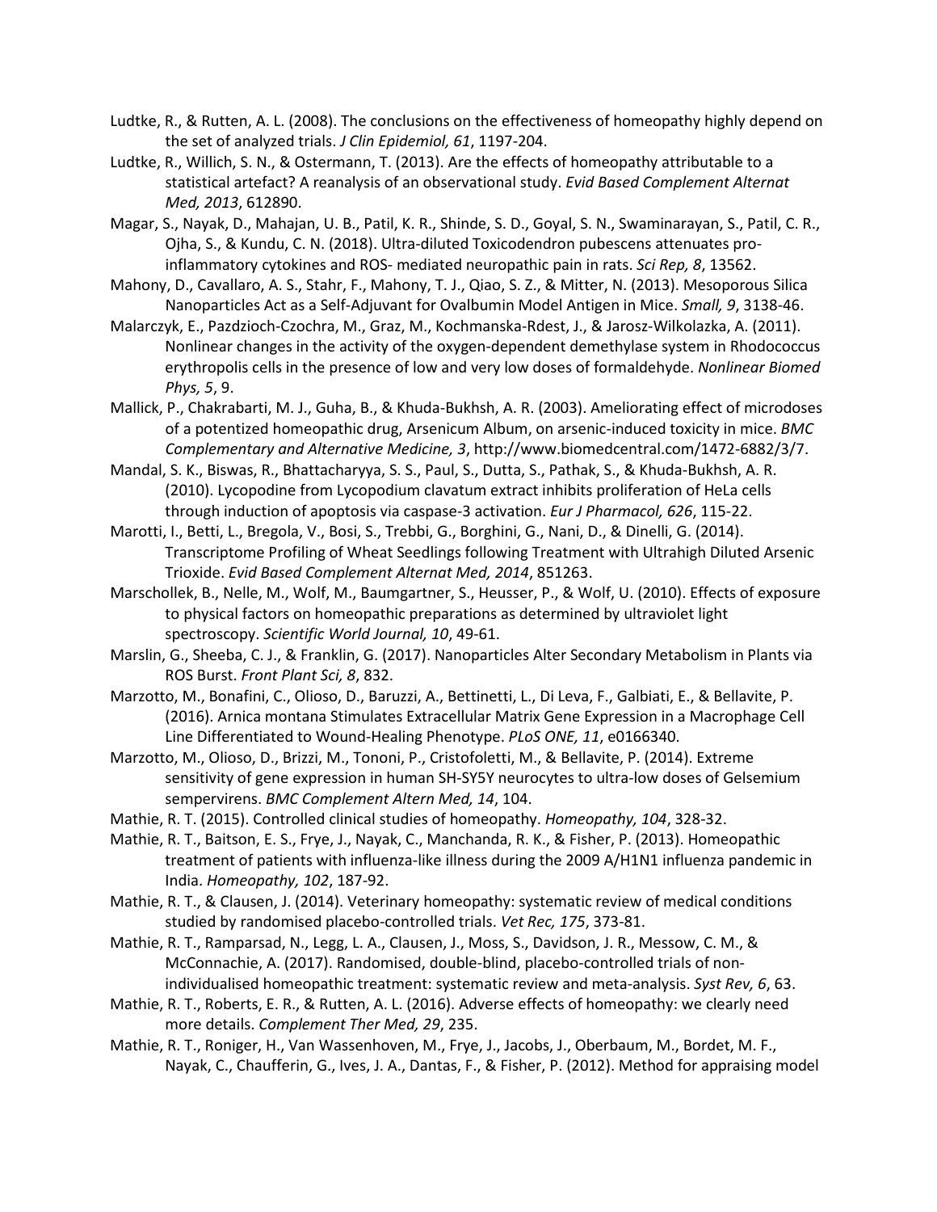Ludtke, R., & Rutten, A. L. (2008). The conclusions on the effectiveness of homeopathy highly depend on the set of analyzed trials. *J Clin Epidemiol, 61*, 1197-204.

Ludtke, R., Willich, S. N., & Ostermann, T. (2013). Are the effects of homeopathy attributable to a statistical artefact? A reanalysis of an observational study. *Evid Based Complement Alternat Med, 2013*, 612890.

Magar, S., Nayak, D., Mahajan, U. B., Patil, K. R., Shinde, S. D., Goyal, S. N., Swaminarayan, S., Patil, C. R., Ojha, S., & Kundu, C. N. (2018). Ultra-diluted Toxicodendron pubescens attenuates pro-inflammatory cytokines and ROS- mediated neuropathic pain in rats. *Sci Rep, 8*, 13562.

Mahony, D., Cavallaro, A. S., Stahr, F., Mahony, T. J., Qiao, S. Z., & Mitter, N. (2013). Mesoporous Silica Nanoparticles Act as a Self-Adjuvant for Ovalbumin Model Antigen in Mice. *Small, 9*, 3138-46.

Malarczyk, E., Pazdzioch-Czochra, M., Graz, M., Kochmanska-Rdest, J., & Jarosz-Wilkolazka, A. (2011). Nonlinear changes in the activity of the oxygen-dependent demethylase system in Rhodococcus erythropolis cells in the presence of low and very low doses of formaldehyde. *Nonlinear Biomed Phys, 5*, 9.

Mallick, P., Chakrabarti, M. J., Guha, B., & Khuda-Bukhsh, A. R. (2003). Ameliorating effect of microdoses of a potentized homeopathic drug, Arsenicum Album, on arsenic-induced toxicity in mice. *BMC Complementary and Alternative Medicine, 3*, http://www.biomedcentral.com/1472-6882/3/7.

Mandal, S. K., Biswas, R., Bhattacharyya, S. S., Paul, S., Dutta, S., Pathak, S., & Khuda-Bukhsh, A. R. (2010). Lycopodine from Lycopodium clavatum extract inhibits proliferation of HeLa cells through induction of apoptosis via caspase-3 activation. *Eur J Pharmacol, 626*, 115-22.

Marotti, I., Betti, L., Bregola, V., Bosi, S., Trebbi, G., Borghini, G., Nani, D., & Dinelli, G. (2014). Transcriptome Profiling of Wheat Seedlings following Treatment with Ultrahigh Diluted Arsenic Trioxide. *Evid Based Complement Alternat Med, 2014*, 851263.

Marschollek, B., Nelle, M., Wolf, M., Baumgartner, S., Heusser, P., & Wolf, U. (2010). Effects of exposure to physical factors on homeopathic preparations as determined by ultraviolet light spectroscopy. *Scientific World Journal, 10*, 49-61.

Marslin, G., Sheeba, C. J., & Franklin, G. (2017). Nanoparticles Alter Secondary Metabolism in Plants via ROS Burst. *Front Plant Sci, 8*, 832.

Marzotto, M., Bonafini, C., Olioso, D., Baruzzi, A., Bettinetti, L., Di Leva, F., Galbiati, E., & Bellavite, P. (2016). Arnica montana Stimulates Extracellular Matrix Gene Expression in a Macrophage Cell Line Differentiated to Wound-Healing Phenotype. *PLoS ONE, 11*, e0166340.

Marzotto, M., Olioso, D., Brizzi, M., Tononi, P., Cristofoletti, M., & Bellavite, P. (2014). Extreme sensitivity of gene expression in human SH-SY5Y neurocytes to ultra-low doses of Gelsemium sempervirens. *BMC Complement Altern Med, 14*, 104.

Mathie, R. T. (2015). Controlled clinical studies of homeopathy. *Homeopathy, 104*, 328-32.

Mathie, R. T., Baitson, E. S., Frye, J., Nayak, C., Manchanda, R. K., & Fisher, P. (2013). Homeopathic treatment of patients with influenza-like illness during the 2009 A/H1N1 influenza pandemic in India. *Homeopathy, 102*, 187-92.

Mathie, R. T., & Clausen, J. (2014). Veterinary homeopathy: systematic review of medical conditions studied by randomised placebo-controlled trials. *Vet Rec, 175*, 373-81.

Mathie, R. T., Ramparsad, N., Legg, L. A., Clausen, J., Moss, S., Davidson, J. R., Messow, C. M., & McConnachie, A. (2017). Randomised, double-blind, placebo-controlled trials of non-individualised homeopathic treatment: systematic review and meta-analysis. *Syst Rev, 6*, 63.

Mathie, R. T., Roberts, E. R., & Rutten, A. L. (2016). Adverse effects of homeopathy: we clearly need more details. *Complement Ther Med, 29*, 235.

Mathie, R. T., Roniger, H., Van Wassenhoven, M., Frye, J., Jacobs, J., Oberbaum, M., Bordet, M. F., Nayak, C., Chaufferin, G., Ives, J. A., Dantas, F., & Fisher, P. (2012). Method for appraising model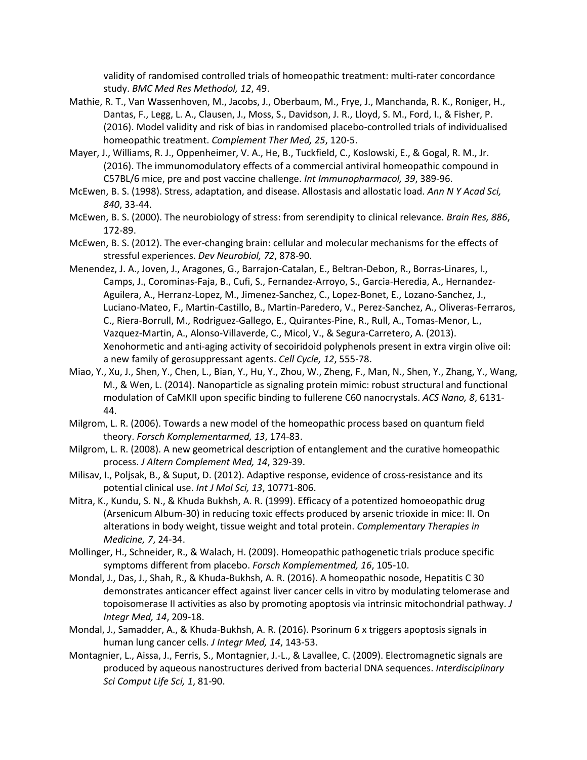validity of randomised controlled trials of homeopathic treatment: multi-rater concordance study. *BMC Med Res Methodol, 12*, 49.

Mathie, R. T., Van Wassenhoven, M., Jacobs, J., Oberbaum, M., Frye, J., Manchanda, R. K., Roniger, H., Dantas, F., Legg, L. A., Clausen, J., Moss, S., Davidson, J. R., Lloyd, S. M., Ford, I., & Fisher, P. (2016). Model validity and risk of bias in randomised placebo-controlled trials of individualised homeopathic treatment. *Complement Ther Med, 25*, 120-5.

Mayer, J., Williams, R. J., Oppenheimer, V. A., He, B., Tuckfield, C., Koslowski, E., & Gogal, R. M., Jr. (2016). The immunomodulatory effects of a commercial antiviral homeopathic compound in C57BL/6 mice, pre and post vaccine challenge. *Int Immunopharmacol, 39*, 389-96.

McEwen, B. S. (1998). Stress, adaptation, and disease. Allostasis and allostatic load. *Ann N Y Acad Sci, 840*, 33-44.

McEwen, B. S. (2000). The neurobiology of stress: from serendipity to clinical relevance. *Brain Res, 886*, 172-89.

McEwen, B. S. (2012). The ever-changing brain: cellular and molecular mechanisms for the effects of stressful experiences. *Dev Neurobiol, 72*, 878-90.

Menendez, J. A., Joven, J., Aragones, G., Barrajon-Catalan, E., Beltran-Debon, R., Borras-Linares, I., Camps, J., Corominas-Faja, B., Cufi, S., Fernandez-Arroyo, S., Garcia-Heredia, A., Hernandez-Aguilera, A., Herranz-Lopez, M., Jimenez-Sanchez, C., Lopez-Bonet, E., Lozano-Sanchez, J., Luciano-Mateo, F., Martin-Castillo, B., Martin-Paredero, V., Perez-Sanchez, A., Oliveras-Ferraros, C., Riera-Borrull, M., Rodriguez-Gallego, E., Quirantes-Pine, R., Rull, A., Tomas-Menor, L., Vazquez-Martin, A., Alonso-Villaverde, C., Micol, V., & Segura-Carretero, A. (2013). Xenohormetic and anti-aging activity of secoiridoid polyphenols present in extra virgin olive oil: a new family of gerosuppressant agents. *Cell Cycle, 12*, 555-78.

Miao, Y., Xu, J., Shen, Y., Chen, L., Bian, Y., Hu, Y., Zhou, W., Zheng, F., Man, N., Shen, Y., Zhang, Y., Wang, M., & Wen, L. (2014). Nanoparticle as signaling protein mimic: robust structural and functional modulation of CaMKII upon specific binding to fullerene C60 nanocrystals. *ACS Nano, 8*, 6131-44.

Milgrom, L. R. (2006). Towards a new model of the homeopathic process based on quantum field theory. *Forsch Komplementarmed, 13*, 174-83.

Milgrom, L. R. (2008). A new geometrical description of entanglement and the curative homeopathic process. *J Altern Complement Med, 14*, 329-39.

Milisav, I., Poljsak, B., & Suput, D. (2012). Adaptive response, evidence of cross-resistance and its potential clinical use. *Int J Mol Sci, 13*, 10771-806.

Mitra, K., Kundu, S. N., & Khuda Bukhsh, A. R. (1999). Efficacy of a potentized homoeopathic drug (Arsenicum Album-30) in reducing toxic effects produced by arsenic trioxide in mice: II. On alterations in body weight, tissue weight and total protein. *Complementary Therapies in Medicine, 7*, 24-34.

Mollinger, H., Schneider, R., & Walach, H. (2009). Homeopathic pathogenetic trials produce specific symptoms different from placebo. *Forsch Komplementmed, 16*, 105-10.

Mondal, J., Das, J., Shah, R., & Khuda-Bukhsh, A. R. (2016). A homeopathic nosode, Hepatitis C 30 demonstrates anticancer effect against liver cancer cells in vitro by modulating telomerase and topoisomerase II activities as also by promoting apoptosis via intrinsic mitochondrial pathway. *J Integr Med, 14*, 209-18.

Mondal, J., Samadder, A., & Khuda-Bukhsh, A. R. (2016). Psorinum 6 x triggers apoptosis signals in human lung cancer cells. *J Integr Med, 14*, 143-53.

Montagnier, L., Aissa, J., Ferris, S., Montagnier, J.-L., & Lavallee, C. (2009). Electromagnetic signals are produced by aqueous nanostructures derived from bacterial DNA sequences. *Interdisciplinary Sci Comput Life Sci, 1*, 81-90.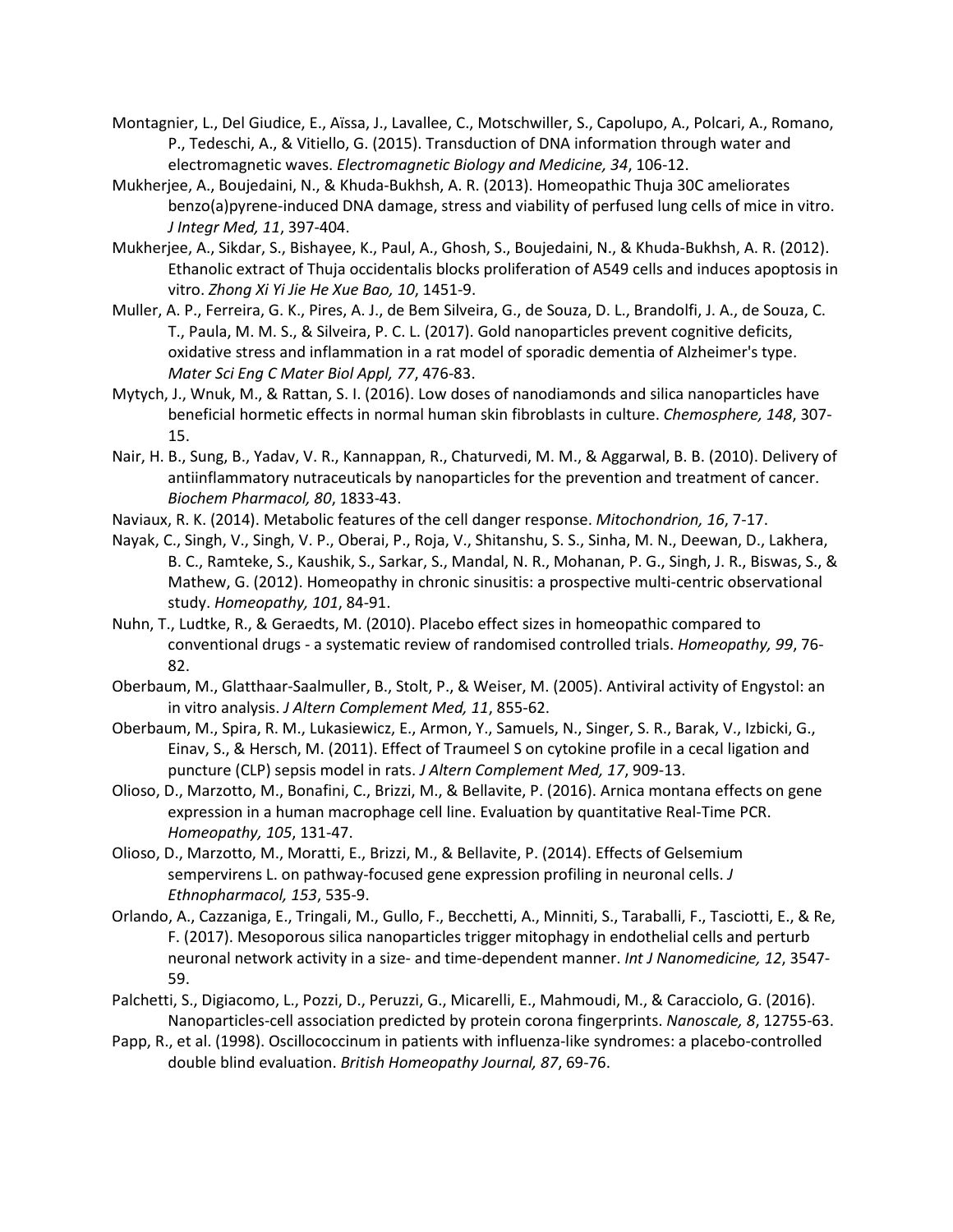Montagnier, L., Del Giudice, E., Aïssa, J., Lavallee, C., Motschwiller, S., Capolupo, A., Polcari, A., Romano, P., Tedeschi, A., & Vitiello, G. (2015). Transduction of DNA information through water and electromagnetic waves. *Electromagnetic Biology and Medicine, 34*, 106-12.

Mukherjee, A., Boujedaini, N., & Khuda-Bukhsh, A. R. (2013). Homeopathic Thuja 30C ameliorates benzo(a)pyrene-induced DNA damage, stress and viability of perfused lung cells of mice in vitro. *J Integr Med, 11*, 397-404.

Mukherjee, A., Sikdar, S., Bishayee, K., Paul, A., Ghosh, S., Boujedaini, N., & Khuda-Bukhsh, A. R. (2012). Ethanolic extract of Thuja occidentalis blocks proliferation of A549 cells and induces apoptosis in vitro. *Zhong Xi Yi Jie He Xue Bao, 10*, 1451-9.

Muller, A. P., Ferreira, G. K., Pires, A. J., de Bem Silveira, G., de Souza, D. L., Brandolfi, J. A., de Souza, C. T., Paula, M. M. S., & Silveira, P. C. L. (2017). Gold nanoparticles prevent cognitive deficits, oxidative stress and inflammation in a rat model of sporadic dementia of Alzheimer's type. *Mater Sci Eng C Mater Biol Appl, 77*, 476-83.

Mytych, J., Wnuk, M., & Rattan, S. I. (2016). Low doses of nanodiamonds and silica nanoparticles have beneficial hormetic effects in normal human skin fibroblasts in culture. *Chemosphere, 148*, 307-15.

Nair, H. B., Sung, B., Yadav, V. R., Kannappan, R., Chaturvedi, M. M., & Aggarwal, B. B. (2010). Delivery of antiinflammatory nutraceuticals by nanoparticles for the prevention and treatment of cancer. *Biochem Pharmacol, 80*, 1833-43.

Naviaux, R. K. (2014). Metabolic features of the cell danger response. *Mitochondrion, 16*, 7-17.

Nayak, C., Singh, V., Singh, V. P., Oberai, P., Roja, V., Shitanshu, S. S., Sinha, M. N., Deewan, D., Lakhera, B. C., Ramteke, S., Kaushik, S., Sarkar, S., Mandal, N. R., Mohanan, P. G., Singh, J. R., Biswas, S., & Mathew, G. (2012). Homeopathy in chronic sinusitis: a prospective multi-centric observational study. *Homeopathy, 101*, 84-91.

Nuhn, T., Ludtke, R., & Geraedts, M. (2010). Placebo effect sizes in homeopathic compared to conventional drugs - a systematic review of randomised controlled trials. *Homeopathy, 99*, 76-82.

Oberbaum, M., Glatthaar-Saalmuller, B., Stolt, P., & Weiser, M. (2005). Antiviral activity of Engystol: an in vitro analysis. *J Altern Complement Med, 11*, 855-62.

Oberbaum, M., Spira, R. M., Lukasiewicz, E., Armon, Y., Samuels, N., Singer, S. R., Barak, V., Izbicki, G., Einav, S., & Hersch, M. (2011). Effect of Traumeel S on cytokine profile in a cecal ligation and puncture (CLP) sepsis model in rats. *J Altern Complement Med, 17*, 909-13.

Olioso, D., Marzotto, M., Bonafini, C., Brizzi, M., & Bellavite, P. (2016). Arnica montana effects on gene expression in a human macrophage cell line. Evaluation by quantitative Real-Time PCR. *Homeopathy, 105*, 131-47.

Olioso, D., Marzotto, M., Moratti, E., Brizzi, M., & Bellavite, P. (2014). Effects of Gelsemium sempervirens L. on pathway-focused gene expression profiling in neuronal cells. *J Ethnopharmacol, 153*, 535-9.

Orlando, A., Cazzaniga, E., Tringali, M., Gullo, F., Becchetti, A., Minniti, S., Taraballi, F., Tasciotti, E., & Re, F. (2017). Mesoporous silica nanoparticles trigger mitophagy in endothelial cells and perturb neuronal network activity in a size- and time-dependent manner. *Int J Nanomedicine, 12*, 3547-59.

Palchetti, S., Digiacomo, L., Pozzi, D., Peruzzi, G., Micarelli, E., Mahmoudi, M., & Caracciolo, G. (2016). Nanoparticles-cell association predicted by protein corona fingerprints. *Nanoscale, 8*, 12755-63.

Papp, R., et al. (1998). Oscillococcinum in patients with influenza-like syndromes: a placebo-controlled double blind evaluation. *British Homeopathy Journal, 87*, 69-76.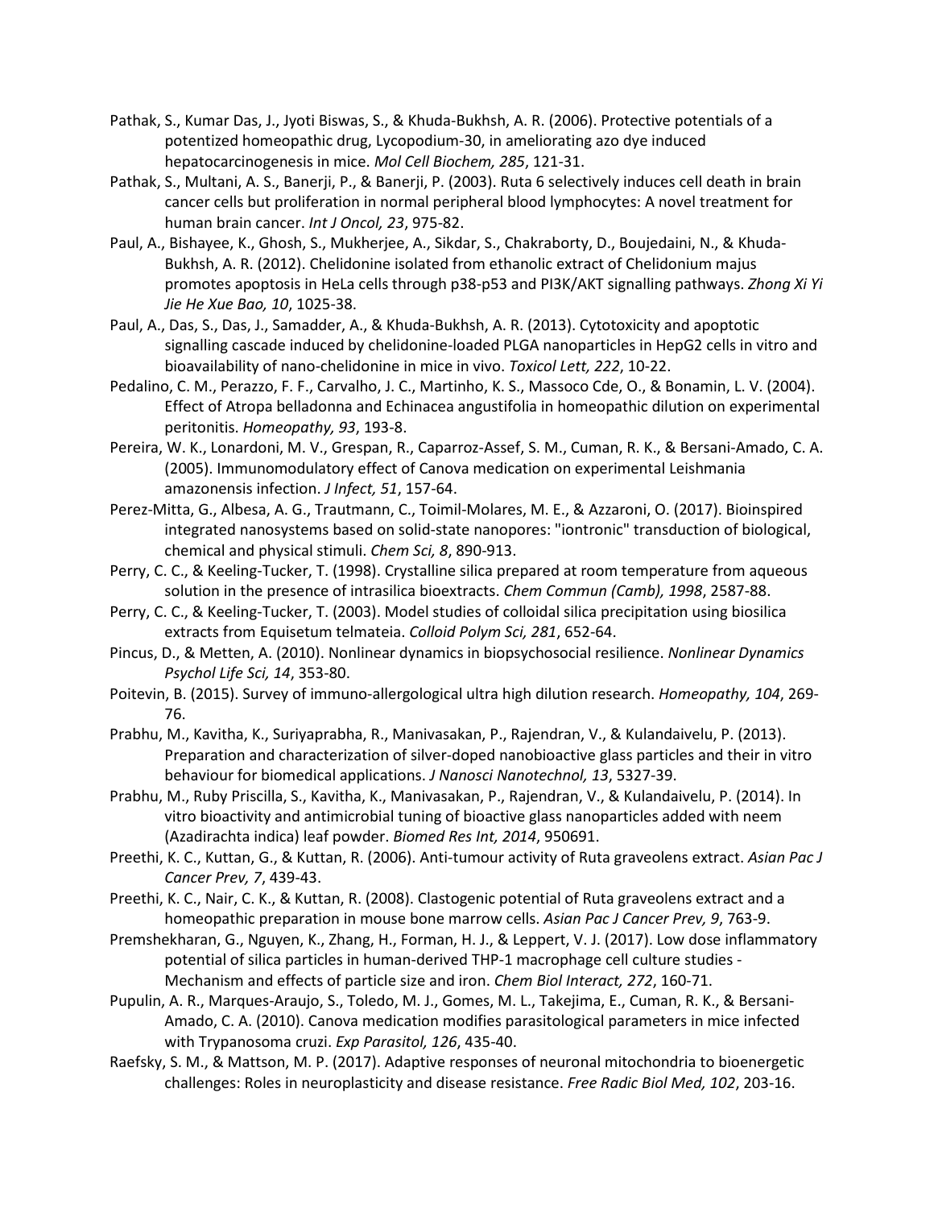Pathak, S., Kumar Das, J., Jyoti Biswas, S., & Khuda-Bukhsh, A. R. (2006). Protective potentials of a potentized homeopathic drug, Lycopodium-30, in ameliorating azo dye induced hepatocarcinogenesis in mice. *Mol Cell Biochem, 285*, 121-31.

Pathak, S., Multani, A. S., Banerji, P., & Banerji, P. (2003). Ruta 6 selectively induces cell death in brain cancer cells but proliferation in normal peripheral blood lymphocytes: A novel treatment for human brain cancer. *Int J Oncol, 23*, 975-82.

Paul, A., Bishayee, K., Ghosh, S., Mukherjee, A., Sikdar, S., Chakraborty, D., Boujedaini, N., & Khuda-Bukhsh, A. R. (2012). Chelidonine isolated from ethanolic extract of Chelidonium majus promotes apoptosis in HeLa cells through p38-p53 and PI3K/AKT signalling pathways. *Zhong Xi Yi Jie He Xue Bao, 10*, 1025-38.

Paul, A., Das, S., Das, J., Samadder, A., & Khuda-Bukhsh, A. R. (2013). Cytotoxicity and apoptotic signalling cascade induced by chelidonine-loaded PLGA nanoparticles in HepG2 cells in vitro and bioavailability of nano-chelidonine in mice in vivo. *Toxicol Lett, 222*, 10-22.

Pedalino, C. M., Perazzo, F. F., Carvalho, J. C., Martinho, K. S., Massoco Cde, O., & Bonamin, L. V. (2004). Effect of Atropa belladonna and Echinacea angustifolia in homeopathic dilution on experimental peritonitis. *Homeopathy, 93*, 193-8.

Pereira, W. K., Lonardoni, M. V., Grespan, R., Caparroz-Assef, S. M., Cuman, R. K., & Bersani-Amado, C. A. (2005). Immunomodulatory effect of Canova medication on experimental Leishmania amazonensis infection. *J Infect, 51*, 157-64.

Perez-Mitta, G., Albesa, A. G., Trautmann, C., Toimil-Molares, M. E., & Azzaroni, O. (2017). Bioinspired integrated nanosystems based on solid-state nanopores: "iontronic" transduction of biological, chemical and physical stimuli. *Chem Sci, 8*, 890-913.

Perry, C. C., & Keeling-Tucker, T. (1998). Crystalline silica prepared at room temperature from aqueous solution in the presence of intrasilica bioextracts. *Chem Commun (Camb), 1998*, 2587-88.

Perry, C. C., & Keeling-Tucker, T. (2003). Model studies of colloidal silica precipitation using biosilica extracts from Equisetum telmateia. *Colloid Polym Sci, 281*, 652-64.

Pincus, D., & Metten, A. (2010). Nonlinear dynamics in biopsychosocial resilience. *Nonlinear Dynamics Psychol Life Sci, 14*, 353-80.

Poitevin, B. (2015). Survey of immuno-allergological ultra high dilution research. *Homeopathy, 104*, 269-76.

Prabhu, M., Kavitha, K., Suriyaprabha, R., Manivasakan, P., Rajendran, V., & Kulandaivelu, P. (2013). Preparation and characterization of silver-doped nanobioactive glass particles and their in vitro behaviour for biomedical applications. *J Nanosci Nanotechnol, 13*, 5327-39.

Prabhu, M., Ruby Priscilla, S., Kavitha, K., Manivasakan, P., Rajendran, V., & Kulandaivelu, P. (2014). In vitro bioactivity and antimicrobial tuning of bioactive glass nanoparticles added with neem (Azadirachta indica) leaf powder. *Biomed Res Int, 2014*, 950691.

Preethi, K. C., Kuttan, G., & Kuttan, R. (2006). Anti-tumour activity of Ruta graveolens extract. *Asian Pac J Cancer Prev, 7*, 439-43.

Preethi, K. C., Nair, C. K., & Kuttan, R. (2008). Clastogenic potential of Ruta graveolens extract and a homeopathic preparation in mouse bone marrow cells. *Asian Pac J Cancer Prev, 9*, 763-9.

Premshekharan, G., Nguyen, K., Zhang, H., Forman, H. J., & Leppert, V. J. (2017). Low dose inflammatory potential of silica particles in human-derived THP-1 macrophage cell culture studies - Mechanism and effects of particle size and iron. *Chem Biol Interact, 272*, 160-71.

Pupulin, A. R., Marques-Araujo, S., Toledo, M. J., Gomes, M. L., Takejima, E., Cuman, R. K., & Bersani-Amado, C. A. (2010). Canova medication modifies parasitological parameters in mice infected with Trypanosoma cruzi. *Exp Parasitol, 126*, 435-40.

Raefsky, S. M., & Mattson, M. P. (2017). Adaptive responses of neuronal mitochondria to bioenergetic challenges: Roles in neuroplasticity and disease resistance. *Free Radic Biol Med, 102*, 203-16.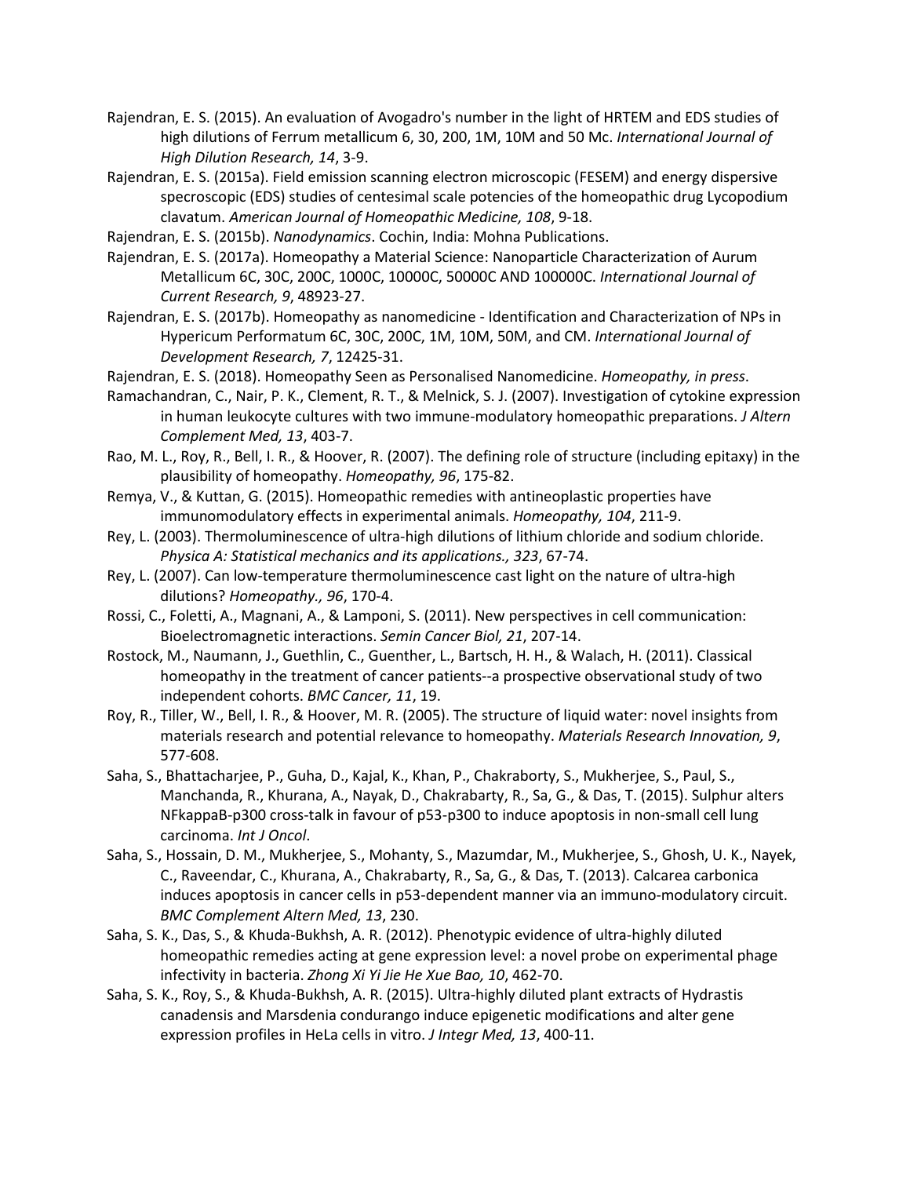Rajendran, E. S. (2015). An evaluation of Avogadro's number in the light of HRTEM and EDS studies of high dilutions of Ferrum metallicum 6, 30, 200, 1M, 10M and 50 Mc. *International Journal of High Dilution Research, 14*, 3-9.

Rajendran, E. S. (2015a). Field emission scanning electron microscopic (FESEM) and energy dispersive specroscopic (EDS) studies of centesimal scale potencies of the homeopathic drug Lycopodium clavatum. *American Journal of Homeopathic Medicine, 108*, 9-18.

Rajendran, E. S. (2015b). *Nanodynamics*. Cochin, India: Mohna Publications.

Rajendran, E. S. (2017a). Homeopathy a Material Science: Nanoparticle Characterization of Aurum Metallicum 6C, 30C, 200C, 1000C, 10000C, 50000C AND 100000C. *International Journal of Current Research, 9*, 48923-27.

Rajendran, E. S. (2017b). Homeopathy as nanomedicine - Identification and Characterization of NPs in Hypericum Performatum 6C, 30C, 200C, 1M, 10M, 50M, and CM. *International Journal of Development Research, 7*, 12425-31.

Rajendran, E. S. (2018). Homeopathy Seen as Personalised Nanomedicine. *Homeopathy, in press*.

Ramachandran, C., Nair, P. K., Clement, R. T., & Melnick, S. J. (2007). Investigation of cytokine expression in human leukocyte cultures with two immune-modulatory homeopathic preparations. *J Altern Complement Med, 13*, 403-7.

Rao, M. L., Roy, R., Bell, I. R., & Hoover, R. (2007). The defining role of structure (including epitaxy) in the plausibility of homeopathy. *Homeopathy, 96*, 175-82.

Remya, V., & Kuttan, G. (2015). Homeopathic remedies with antineoplastic properties have immunomodulatory effects in experimental animals. *Homeopathy, 104*, 211-9.

Rey, L. (2003). Thermoluminescence of ultra-high dilutions of lithium chloride and sodium chloride. *Physica A: Statistical mechanics and its applications., 323*, 67-74.

Rey, L. (2007). Can low-temperature thermoluminescence cast light on the nature of ultra-high dilutions? *Homeopathy., 96*, 170-4.

Rossi, C., Foletti, A., Magnani, A., & Lamponi, S. (2011). New perspectives in cell communication: Bioelectromagnetic interactions. *Semin Cancer Biol, 21*, 207-14.

Rostock, M., Naumann, J., Guethlin, C., Guenther, L., Bartsch, H. H., & Walach, H. (2011). Classical homeopathy in the treatment of cancer patients--a prospective observational study of two independent cohorts. *BMC Cancer, 11*, 19.

Roy, R., Tiller, W., Bell, I. R., & Hoover, M. R. (2005). The structure of liquid water: novel insights from materials research and potential relevance to homeopathy. *Materials Research Innovation, 9*, 577-608.

Saha, S., Bhattacharjee, P., Guha, D., Kajal, K., Khan, P., Chakraborty, S., Mukherjee, S., Paul, S., Manchanda, R., Khurana, A., Nayak, D., Chakrabarty, R., Sa, G., & Das, T. (2015). Sulphur alters NFkappaB-p300 cross-talk in favour of p53-p300 to induce apoptosis in non-small cell lung carcinoma. *Int J Oncol*.

Saha, S., Hossain, D. M., Mukherjee, S., Mohanty, S., Mazumdar, M., Mukherjee, S., Ghosh, U. K., Nayek, C., Raveendar, C., Khurana, A., Chakrabarty, R., Sa, G., & Das, T. (2013). Calcarea carbonica induces apoptosis in cancer cells in p53-dependent manner via an immuno-modulatory circuit. *BMC Complement Altern Med, 13*, 230.

Saha, S. K., Das, S., & Khuda-Bukhsh, A. R. (2012). Phenotypic evidence of ultra-highly diluted homeopathic remedies acting at gene expression level: a novel probe on experimental phage infectivity in bacteria. *Zhong Xi Yi Jie He Xue Bao, 10*, 462-70.

Saha, S. K., Roy, S., & Khuda-Bukhsh, A. R. (2015). Ultra-highly diluted plant extracts of Hydrastis canadensis and Marsdenia condurango induce epigenetic modifications and alter gene expression profiles in HeLa cells in vitro. *J Integr Med, 13*, 400-11.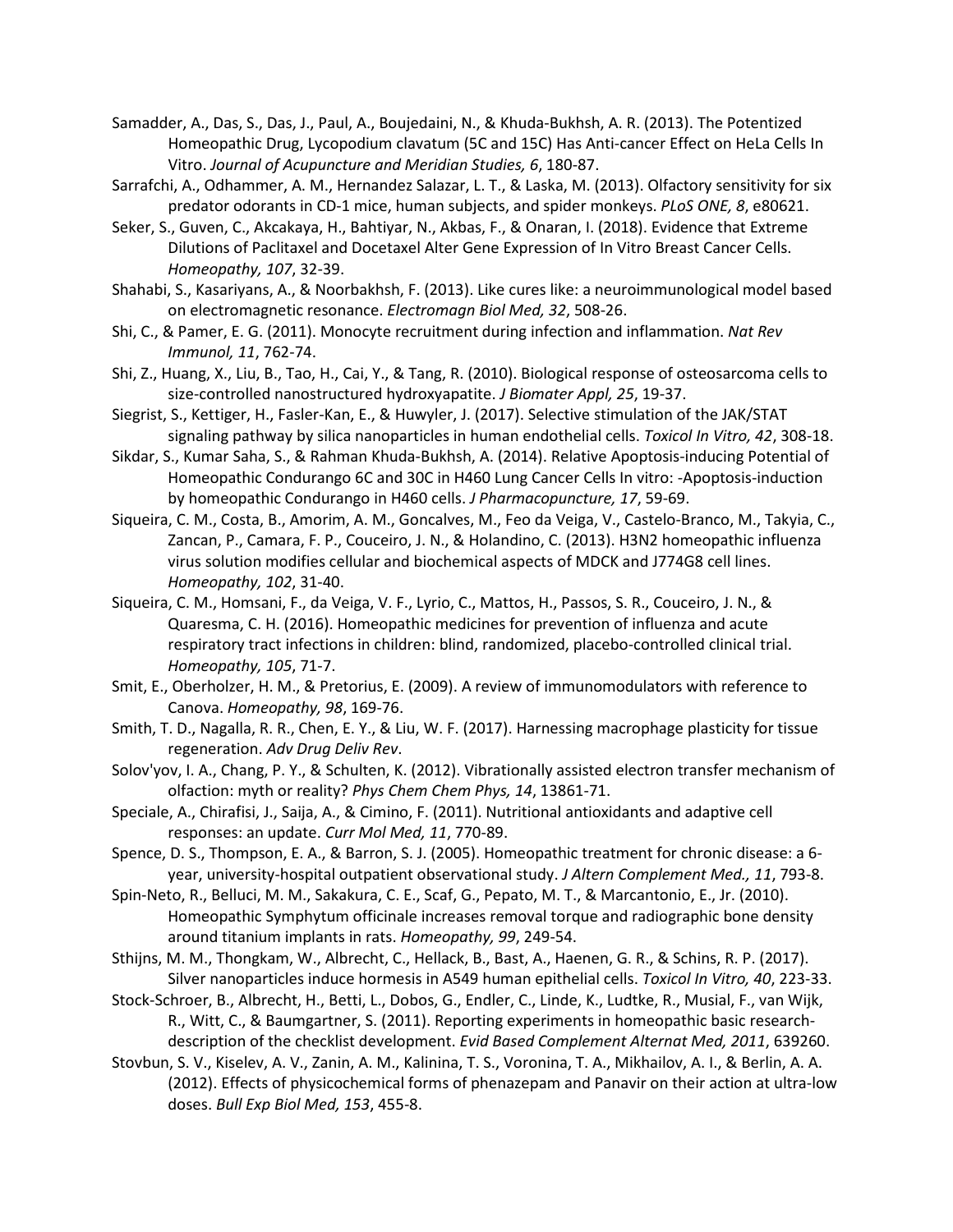Samadder, A., Das, S., Das, J., Paul, A., Boujedaini, N., & Khuda-Bukhsh, A. R. (2013). The Potentized Homeopathic Drug, Lycopodium clavatum (5C and 15C) Has Anti-cancer Effect on HeLa Cells In Vitro. *Journal of Acupuncture and Meridian Studies, 6*, 180-87.

Sarrafchi, A., Odhammer, A. M., Hernandez Salazar, L. T., & Laska, M. (2013). Olfactory sensitivity for six predator odorants in CD-1 mice, human subjects, and spider monkeys. *PLoS ONE, 8*, e80621.

Seker, S., Guven, C., Akcakaya, H., Bahtiyar, N., Akbas, F., & Onaran, I. (2018). Evidence that Extreme Dilutions of Paclitaxel and Docetaxel Alter Gene Expression of In Vitro Breast Cancer Cells. *Homeopathy, 107*, 32-39.

Shahabi, S., Kasariyans, A., & Noorbakhsh, F. (2013). Like cures like: a neuroimmunological model based on electromagnetic resonance. *Electromagn Biol Med, 32*, 508-26.

Shi, C., & Pamer, E. G. (2011). Monocyte recruitment during infection and inflammation. *Nat Rev Immunol, 11*, 762-74.

Shi, Z., Huang, X., Liu, B., Tao, H., Cai, Y., & Tang, R. (2010). Biological response of osteosarcoma cells to size-controlled nanostructured hydroxyapatite. *J Biomater Appl, 25*, 19-37.

Siegrist, S., Kettiger, H., Fasler-Kan, E., & Huwyler, J. (2017). Selective stimulation of the JAK/STAT signaling pathway by silica nanoparticles in human endothelial cells. *Toxicol In Vitro, 42*, 308-18.

Sikdar, S., Kumar Saha, S., & Rahman Khuda-Bukhsh, A. (2014). Relative Apoptosis-inducing Potential of Homeopathic Condurango 6C and 30C in H460 Lung Cancer Cells In vitro: -Apoptosis-induction by homeopathic Condurango in H460 cells. *J Pharmacopuncture, 17*, 59-69.

Siqueira, C. M., Costa, B., Amorim, A. M., Goncalves, M., Feo da Veiga, V., Castelo-Branco, M., Takyia, C., Zancan, P., Camara, F. P., Couceiro, J. N., & Holandino, C. (2013). H3N2 homeopathic influenza virus solution modifies cellular and biochemical aspects of MDCK and J774G8 cell lines. *Homeopathy, 102*, 31-40.

Siqueira, C. M., Homsani, F., da Veiga, V. F., Lyrio, C., Mattos, H., Passos, S. R., Couceiro, J. N., & Quaresma, C. H. (2016). Homeopathic medicines for prevention of influenza and acute respiratory tract infections in children: blind, randomized, placebo-controlled clinical trial. *Homeopathy, 105*, 71-7.

Smit, E., Oberholzer, H. M., & Pretorius, E. (2009). A review of immunomodulators with reference to Canova. *Homeopathy, 98*, 169-76.

Smith, T. D., Nagalla, R. R., Chen, E. Y., & Liu, W. F. (2017). Harnessing macrophage plasticity for tissue regeneration. *Adv Drug Deliv Rev*.

Solov'yov, I. A., Chang, P. Y., & Schulten, K. (2012). Vibrationally assisted electron transfer mechanism of olfaction: myth or reality? *Phys Chem Chem Phys, 14*, 13861-71.

Speciale, A., Chirafisi, J., Saija, A., & Cimino, F. (2011). Nutritional antioxidants and adaptive cell responses: an update. *Curr Mol Med, 11*, 770-89.

Spence, D. S., Thompson, E. A., & Barron, S. J. (2005). Homeopathic treatment for chronic disease: a 6-year, university-hospital outpatient observational study. *J Altern Complement Med., 11*, 793-8.

Spin-Neto, R., Belluci, M. M., Sakakura, C. E., Scaf, G., Pepato, M. T., & Marcantonio, E., Jr. (2010). Homeopathic Symphytum officinale increases removal torque and radiographic bone density around titanium implants in rats. *Homeopathy, 99*, 249-54.

Sthijns, M. M., Thongkam, W., Albrecht, C., Hellack, B., Bast, A., Haenen, G. R., & Schins, R. P. (2017). Silver nanoparticles induce hormesis in A549 human epithelial cells. *Toxicol In Vitro, 40*, 223-33.

Stock-Schroer, B., Albrecht, H., Betti, L., Dobos, G., Endler, C., Linde, K., Ludtke, R., Musial, F., van Wijk, R., Witt, C., & Baumgartner, S. (2011). Reporting experiments in homeopathic basic research-description of the checklist development. *Evid Based Complement Alternat Med, 2011*, 639260.

Stovbun, S. V., Kiselev, A. V., Zanin, A. M., Kalinina, T. S., Voronina, T. A., Mikhailov, A. I., & Berlin, A. A. (2012). Effects of physicochemical forms of phenazepam and Panavir on their action at ultra-low doses. *Bull Exp Biol Med, 153*, 455-8.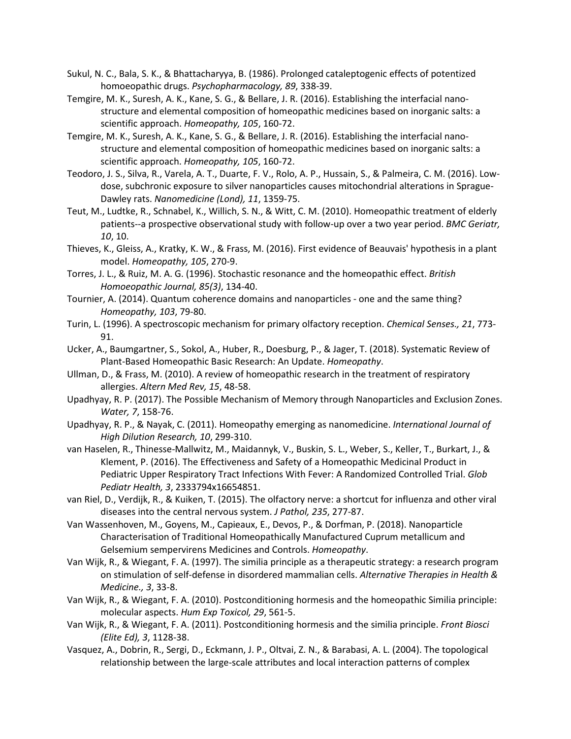Sukul, N. C., Bala, S. K., & Bhattacharyya, B. (1986). Prolonged cataleptogenic effects of potentized homoeopathic drugs. *Psychopharmacology, 89*, 338-39.

Temgire, M. K., Suresh, A. K., Kane, S. G., & Bellare, J. R. (2016). Establishing the interfacial nano-structure and elemental composition of homeopathic medicines based on inorganic salts: a scientific approach. *Homeopathy, 105*, 160-72.

Temgire, M. K., Suresh, A. K., Kane, S. G., & Bellare, J. R. (2016). Establishing the interfacial nano-structure and elemental composition of homeopathic medicines based on inorganic salts: a scientific approach. *Homeopathy, 105*, 160-72.

Teodoro, J. S., Silva, R., Varela, A. T., Duarte, F. V., Rolo, A. P., Hussain, S., & Palmeira, C. M. (2016). Low-dose, subchronic exposure to silver nanoparticles causes mitochondrial alterations in Sprague-Dawley rats. *Nanomedicine (Lond), 11*, 1359-75.

Teut, M., Ludtke, R., Schnabel, K., Willich, S. N., & Witt, C. M. (2010). Homeopathic treatment of elderly patients--a prospective observational study with follow-up over a two year period. *BMC Geriatr, 10*, 10.

Thieves, K., Gleiss, A., Kratky, K. W., & Frass, M. (2016). First evidence of Beauvais' hypothesis in a plant model. *Homeopathy, 105*, 270-9.

Torres, J. L., & Ruiz, M. A. G. (1996). Stochastic resonance and the homeopathic effect. *British Homoeopathic Journal, 85(3)*, 134-40.

Tournier, A. (2014). Quantum coherence domains and nanoparticles - one and the same thing? *Homeopathy, 103*, 79-80.

Turin, L. (1996). A spectroscopic mechanism for primary olfactory reception. *Chemical Senses., 21*, 773-91.

Ucker, A., Baumgartner, S., Sokol, A., Huber, R., Doesburg, P., & Jager, T. (2018). Systematic Review of Plant-Based Homeopathic Basic Research: An Update. *Homeopathy*.

Ullman, D., & Frass, M. (2010). A review of homeopathic research in the treatment of respiratory allergies. *Altern Med Rev, 15*, 48-58.

Upadhyay, R. P. (2017). The Possible Mechanism of Memory through Nanoparticles and Exclusion Zones. *Water, 7*, 158-76.

Upadhyay, R. P., & Nayak, C. (2011). Homeopathy emerging as nanomedicine. *International Journal of High Dilution Research, 10*, 299-310.

van Haselen, R., Thinesse-Mallwitz, M., Maidannyk, V., Buskin, S. L., Weber, S., Keller, T., Burkart, J., & Klement, P. (2016). The Effectiveness and Safety of a Homeopathic Medicinal Product in Pediatric Upper Respiratory Tract Infections With Fever: A Randomized Controlled Trial. *Glob Pediatr Health, 3*, 2333794x16654851.

van Riel, D., Verdijk, R., & Kuiken, T. (2015). The olfactory nerve: a shortcut for influenza and other viral diseases into the central nervous system. *J Pathol, 235*, 277-87.

Van Wassenhoven, M., Goyens, M., Capieaux, E., Devos, P., & Dorfman, P. (2018). Nanoparticle Characterisation of Traditional Homeopathically Manufactured Cuprum metallicum and Gelsemium sempervirens Medicines and Controls. *Homeopathy*.

Van Wijk, R., & Wiegant, F. A. (1997). The similia principle as a therapeutic strategy: a research program on stimulation of self-defense in disordered mammalian cells. *Alternative Therapies in Health & Medicine., 3*, 33-8.

Van Wijk, R., & Wiegant, F. A. (2010). Postconditioning hormesis and the homeopathic Similia principle: molecular aspects. *Hum Exp Toxicol, 29*, 561-5.

Van Wijk, R., & Wiegant, F. A. (2011). Postconditioning hormesis and the similia principle. *Front Biosci (Elite Ed), 3*, 1128-38.

Vasquez, A., Dobrin, R., Sergi, D., Eckmann, J. P., Oltvai, Z. N., & Barabasi, A. L. (2004). The topological relationship between the large-scale attributes and local interaction patterns of complex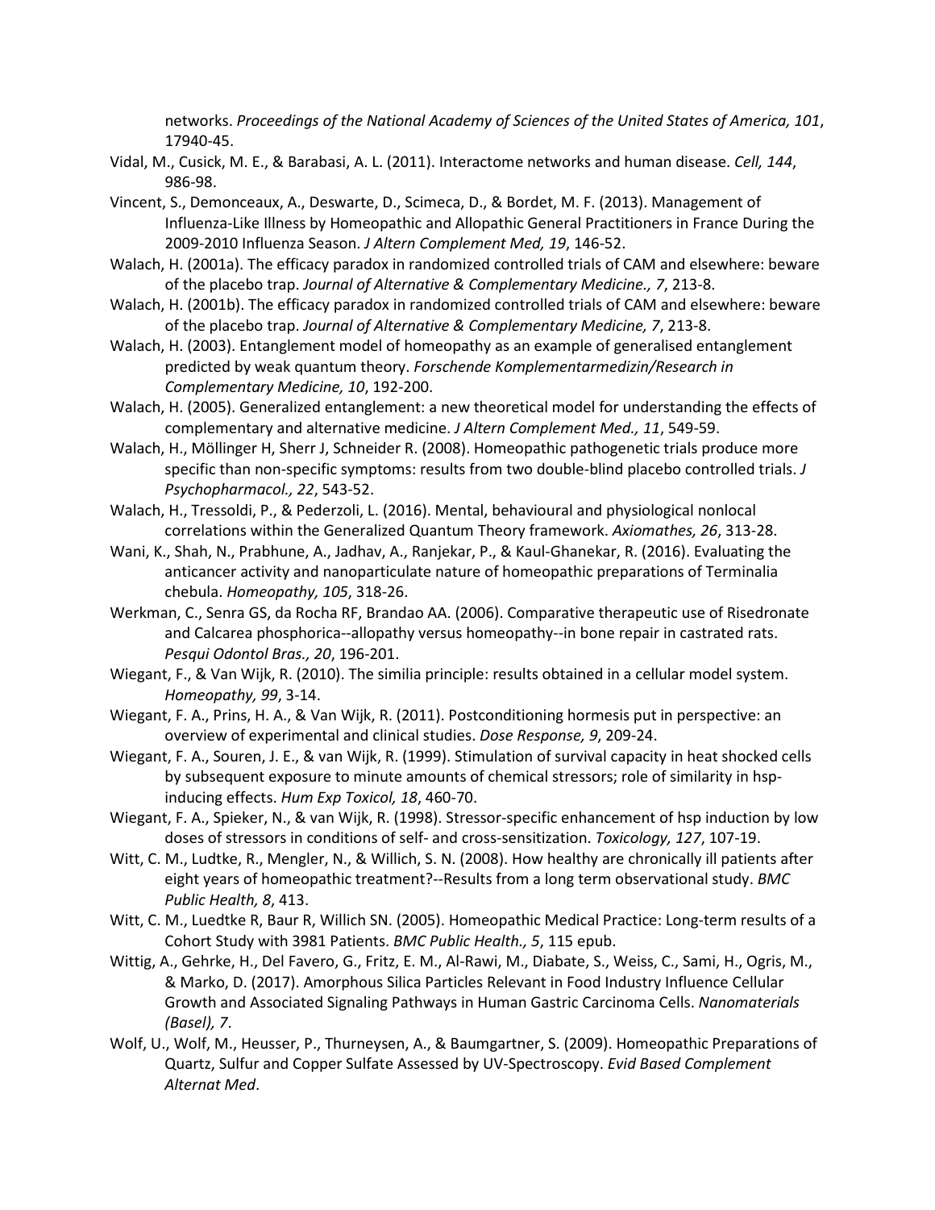networks. *Proceedings of the National Academy of Sciences of the United States of America, 101*, 17940-45.

Vidal, M., Cusick, M. E., & Barabasi, A. L. (2011). Interactome networks and human disease. *Cell, 144*, 986-98.

Vincent, S., Demonceaux, A., Deswarte, D., Scimeca, D., & Bordet, M. F. (2013). Management of Influenza-Like Illness by Homeopathic and Allopathic General Practitioners in France During the 2009-2010 Influenza Season. *J Altern Complement Med, 19*, 146-52.

Walach, H. (2001a). The efficacy paradox in randomized controlled trials of CAM and elsewhere: beware of the placebo trap. *Journal of Alternative & Complementary Medicine., 7*, 213-8.

Walach, H. (2001b). The efficacy paradox in randomized controlled trials of CAM and elsewhere: beware of the placebo trap. *Journal of Alternative & Complementary Medicine, 7*, 213-8.

Walach, H. (2003). Entanglement model of homeopathy as an example of generalised entanglement predicted by weak quantum theory. *Forschende Komplementarmedizin/Research in Complementary Medicine, 10*, 192-200.

Walach, H. (2005). Generalized entanglement: a new theoretical model for understanding the effects of complementary and alternative medicine. *J Altern Complement Med., 11*, 549-59.

Walach, H., Möllinger H, Sherr J, Schneider R. (2008). Homeopathic pathogenetic trials produce more specific than non-specific symptoms: results from two double-blind placebo controlled trials. *J Psychopharmacol., 22*, 543-52.

Walach, H., Tressoldi, P., & Pederzoli, L. (2016). Mental, behavioural and physiological nonlocal correlations within the Generalized Quantum Theory framework. *Axiomathes, 26*, 313-28.

Wani, K., Shah, N., Prabhune, A., Jadhav, A., Ranjekar, P., & Kaul-Ghanekar, R. (2016). Evaluating the anticancer activity and nanoparticulate nature of homeopathic preparations of Terminalia chebula. *Homeopathy, 105*, 318-26.

Werkman, C., Senra GS, da Rocha RF, Brandao AA. (2006). Comparative therapeutic use of Risedronate and Calcarea phosphorica--allopathy versus homeopathy--in bone repair in castrated rats. *Pesqui Odontol Bras., 20*, 196-201.

Wiegant, F., & Van Wijk, R. (2010). The similia principle: results obtained in a cellular model system. *Homeopathy, 99*, 3-14.

Wiegant, F. A., Prins, H. A., & Van Wijk, R. (2011). Postconditioning hormesis put in perspective: an overview of experimental and clinical studies. *Dose Response, 9*, 209-24.

Wiegant, F. A., Souren, J. E., & van Wijk, R. (1999). Stimulation of survival capacity in heat shocked cells by subsequent exposure to minute amounts of chemical stressors; role of similarity in hsp-inducing effects. *Hum Exp Toxicol, 18*, 460-70.

Wiegant, F. A., Spieker, N., & van Wijk, R. (1998). Stressor-specific enhancement of hsp induction by low doses of stressors in conditions of self- and cross-sensitization. *Toxicology, 127*, 107-19.

Witt, C. M., Ludtke, R., Mengler, N., & Willich, S. N. (2008). How healthy are chronically ill patients after eight years of homeopathic treatment?--Results from a long term observational study. *BMC Public Health, 8*, 413.

Witt, C. M., Luedtke R, Baur R, Willich SN. (2005). Homeopathic Medical Practice: Long-term results of a Cohort Study with 3981 Patients. *BMC Public Health., 5*, 115 epub.

Wittig, A., Gehrke, H., Del Favero, G., Fritz, E. M., Al-Rawi, M., Diabate, S., Weiss, C., Sami, H., Ogris, M., & Marko, D. (2017). Amorphous Silica Particles Relevant in Food Industry Influence Cellular Growth and Associated Signaling Pathways in Human Gastric Carcinoma Cells. *Nanomaterials (Basel), 7*.

Wolf, U., Wolf, M., Heusser, P., Thurneysen, A., & Baumgartner, S. (2009). Homeopathic Preparations of Quartz, Sulfur and Copper Sulfate Assessed by UV-Spectroscopy. *Evid Based Complement Alternat Med*.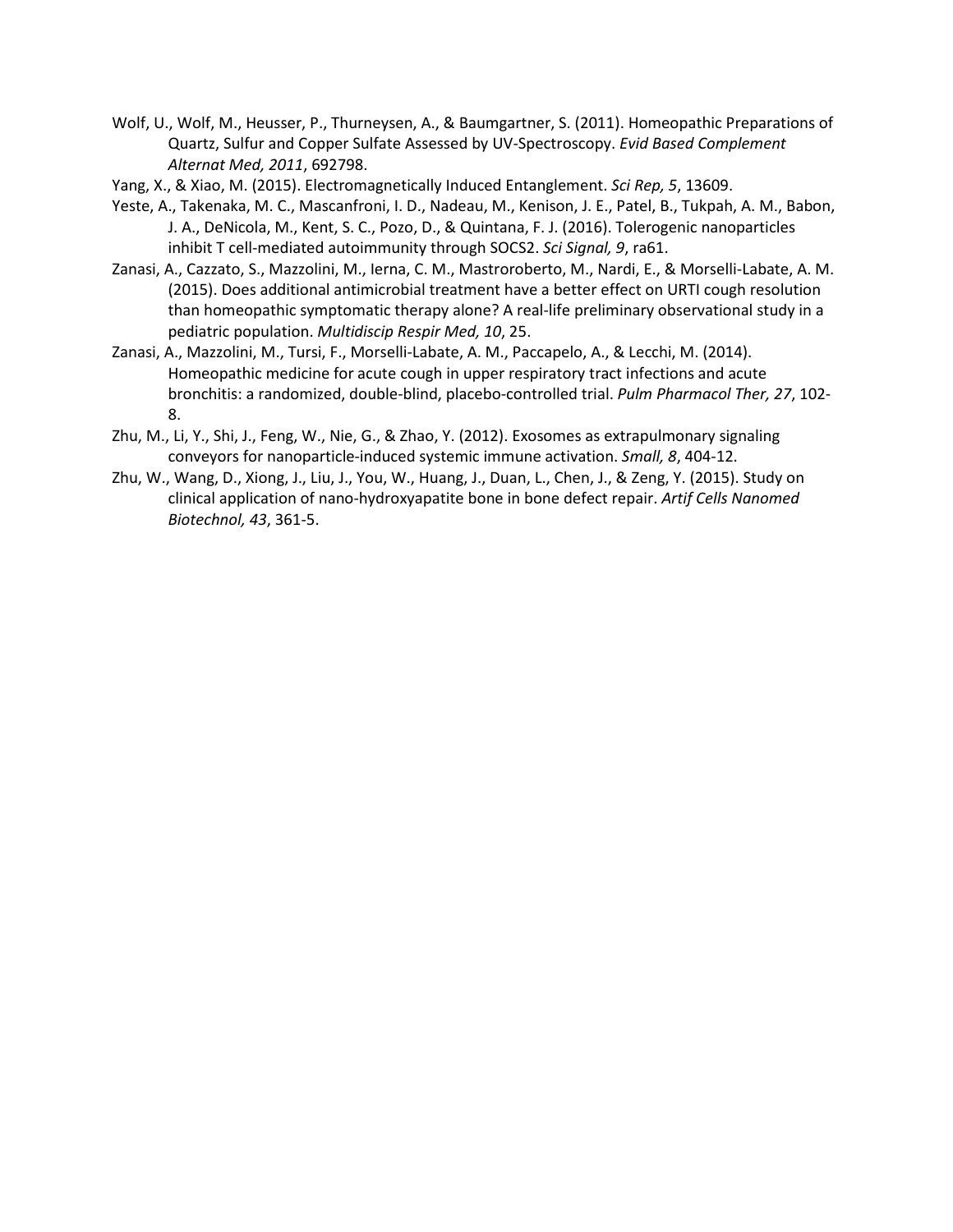Wolf, U., Wolf, M., Heusser, P., Thurneysen, A., & Baumgartner, S. (2011). Homeopathic Preparations of Quartz, Sulfur and Copper Sulfate Assessed by UV-Spectroscopy. *Evid Based Complement Alternat Med, 2011*, 692798.

Yang, X., & Xiao, M. (2015). Electromagnetically Induced Entanglement. *Sci Rep, 5*, 13609.

Yeste, A., Takenaka, M. C., Mascanfroni, I. D., Nadeau, M., Kenison, J. E., Patel, B., Tukpah, A. M., Babon, J. A., DeNicola, M., Kent, S. C., Pozo, D., & Quintana, F. J. (2016). Tolerogenic nanoparticles inhibit T cell-mediated autoimmunity through SOCS2. *Sci Signal, 9*, ra61.

Zanasi, A., Cazzato, S., Mazzolini, M., Ierna, C. M., Mastroroberto, M., Nardi, E., & Morselli-Labate, A. M. (2015). Does additional antimicrobial treatment have a better effect on URTI cough resolution than homeopathic symptomatic therapy alone? A real-life preliminary observational study in a pediatric population. *Multidiscip Respir Med, 10*, 25.

Zanasi, A., Mazzolini, M., Tursi, F., Morselli-Labate, A. M., Paccapelo, A., & Lecchi, M. (2014). Homeopathic medicine for acute cough in upper respiratory tract infections and acute bronchitis: a randomized, double-blind, placebo-controlled trial. *Pulm Pharmacol Ther, 27*, 102-8.

Zhu, M., Li, Y., Shi, J., Feng, W., Nie, G., & Zhao, Y. (2012). Exosomes as extrapulmonary signaling conveyors for nanoparticle-induced systemic immune activation. *Small, 8*, 404-12.

Zhu, W., Wang, D., Xiong, J., Liu, J., You, W., Huang, J., Duan, L., Chen, J., & Zeng, Y. (2015). Study on clinical application of nano-hydroxyapatite bone in bone defect repair. *Artif Cells Nanomed Biotechnol, 43*, 361-5.